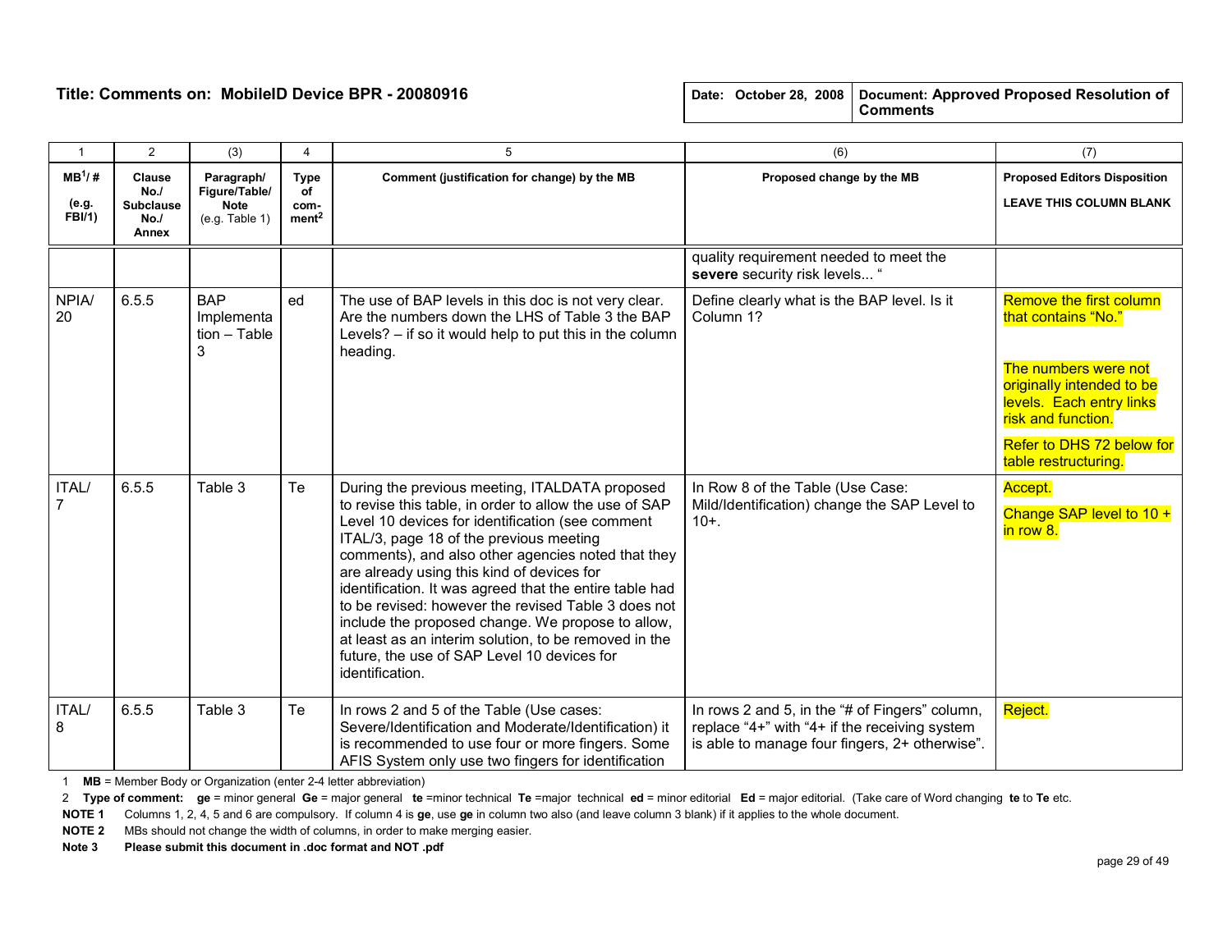**Title: Comments on: MobileID Device BPR - 20080916**

| Date: October 28, 2008 | Document: Approved Proposed Resolution of Comments |
|---|---|

| 1 | 2 | (3) | 4 | 5 | (6) | (7) |
|---|---|---|---|---|---|---|
| **MB[1]/ #** **(e.g. FBI/1)** | **Clause No./ Subclause No./ Annex** | **Paragraph/ Figure/Table/ Note** (e.g. Table 1) | **Type of com-ment[2]** | **Comment (justification for change) by the MB** | **Proposed change by the MB** | **Proposed Editors Disposition** **LEAVE THIS COLUMN BLANK** |
| | | | | | quality requirement needed to meet the **severe** security risk levels... " | |
| NPIA/ 20 | 6.5.5 | BAP Implementation – Table 3 | ed | The use of BAP levels in this doc is not very clear. Are the numbers down the LHS of Table 3 the BAP Levels? – if so it would help to put this in the column heading. | Define clearly what is the BAP level. Is it Column 1? | Remove the first column that contains "No." The numbers were not originally intended to be levels. Each entry links risk and function. Refer to DHS 72 below for table restructuring. |
| ITAL/ 7 | 6.5.5 | Table 3 | Te | During the previous meeting, ITALDATA proposed to revise this table, in order to allow the use of SAP Level 10 devices for identification (see comment ITAL/3, page 18 of the previous meeting comments), and also other agencies noted that they are already using this kind of devices for identification. It was agreed that the entire table had to be revised: however the revised Table 3 does not include the proposed change. We propose to allow, at least as an interim solution, to be removed in the future, the use of SAP Level 10 devices for identification. | In Row 8 of the Table (Use Case: Mild/Identification) change the SAP Level to 10+. | Accept. Change SAP level to 10 + in row 8. |
| ITAL/ 8 | 6.5.5 | Table 3 | Te | In rows 2 and 5 of the Table (Use cases: Severe/Identification and Moderate/Identification) it is recommended to use four or more fingers. Some AFIS System only use two fingers for identification | In rows 2 and 5, in the "# of Fingers" column, replace "4+" with "4+ if the receiving system is able to manage four fingers, 2+ otherwise". | Reject. |

1 **MB** = Member Body or Organization (enter 2-4 letter abbreviation)

2 **Type of comment:** **ge** = minor general **Ge** = major general **te** =minor technical **Te** =major technical **ed** = minor editorial **Ed** = major editorial. (Take care of Word changing **te** to **Te** etc.

**NOTE 1** Columns 1, 2, 4, 5 and 6 are compulsory. If column 4 is **ge**, use **ge** in column two also (and leave column 3 blank) if it applies to the whole document.

**NOTE 2** MBs should not change the width of columns, in order to make merging easier.

**Note 3** **Please submit this document in .doc format and NOT .pdf**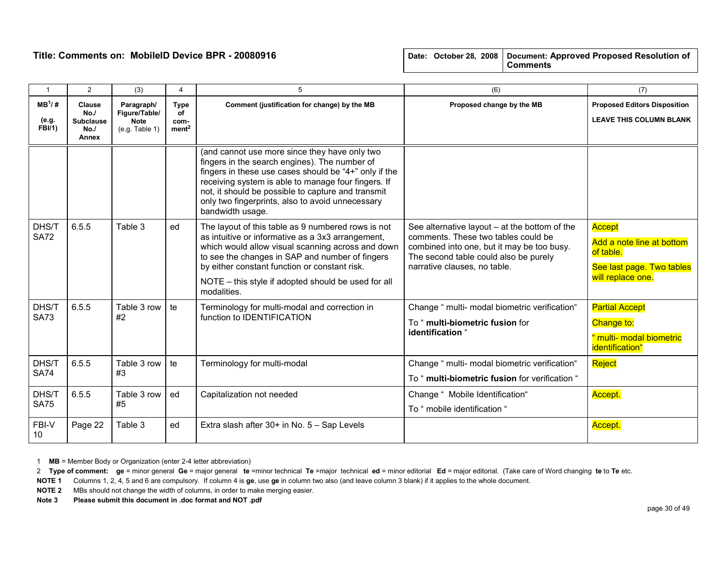**Title: Comments on: MobileID Device BPR - 20080916**

| Date: October 28, 2008 | Document: **Approved Proposed Resolution of Comments** |
|---|---|

| 1 | 2 | (3) | 4 | 5 | (6) | (7) |
|---|---|---|---|---|---|---|
| **MB[1]/ #** **(e.g. FBI/1)** | **Clause No./ Subclause No./ Annex** | **Paragraph/ Figure/Table/ Note** (e.g. Table 1) | **Type of com-ment[2]** | **Comment (justification for change) by the MB** | **Proposed change by the MB** | **Proposed Editors Disposition** **LEAVE THIS COLUMN BLANK** |
| | | | | (and cannot use more since they have only two fingers in the search engines). The number of fingers in these use cases should be "4+" only if the receiving system is able to manage four fingers. If not, it should be possible to capture and transmit only two fingerprints, also to avoid unnecessary bandwidth usage. | | |
| DHS/T SA72 | 6.5.5 | Table 3 | ed | The layout of this table as 9 numbered rows is not as intuitive or informative as a 3x3 arrangement, which would allow visual scanning across and down to see the changes in SAP and number of fingers by either constant function or constant risk. NOTE – this style if adopted should be used for all modalities. | See alternative layout – at the bottom of the comments. These two tables could be combined into one, but it may be too busy. The second table could also be purely narrative clauses, no table. | Accept Add a note line at bottom of table. See last page. Two tables will replace one. |
| DHS/T SA73 | 6.5.5 | Table 3 row #2 | te | Terminology for multi-modal and correction in function to IDENTIFICATION | Change " multi- modal biometric verification" To " **multi-biometric fusion** for **identification** " | Partial Accept Change to: " multi- modal biometric identification" |
| DHS/T SA74 | 6.5.5 | Table 3 row #3 | te | Terminology for multi-modal | Change " multi- modal biometric verification" To " **multi-biometric fusion** for verification " | Reject |
| DHS/T SA75 | 6.5.5 | Table 3 row #5 | ed | Capitalization not needed | Change " Mobile Identification" To " mobile identification " | Accept. |
| FBI-V 10 | Page 22 | Table 3 | ed | Extra slash after 30+ in No. 5 – Sap Levels | | Accept. |

1 **MB** = Member Body or Organization (enter 2-4 letter abbreviation)

2 **Type of comment:** **ge** = minor general **Ge** = major general **te** =minor technical **Te** =major technical **ed** = minor editorial **Ed** = major editorial. (Take care of Word changing **te** to **Te** etc.

**NOTE 1** Columns 1, 2, 4, 5 and 6 are compulsory. If column 4 is **ge**, use **ge** in column two also (and leave column 3 blank) if it applies to the whole document.

**NOTE 2** MBs should not change the width of columns, in order to make merging easier.

**Note 3** **Please submit this document in .doc format and NOT .pdf**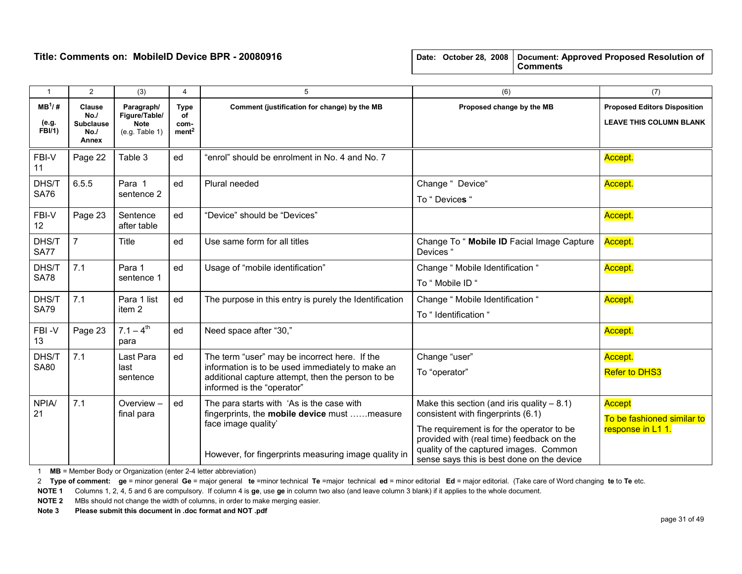**Title: Comments on: MobileID Device BPR - 20080916**

| Date: October 28, 2008 | Document: Approved Proposed Resolution of Comments |
|---|---|

| 1 | 2 | (3) | 4 | 5 | (6) | (7) |
|---|---|---|---|---|---|---|
| MB[1]/ # (e.g. FBI/1) | Clause No./ Subclause No./ Annex | Paragraph/ Figure/Table/ Note (e.g. Table 1) | Type of com-ment[2] | Comment (justification for change) by the MB | Proposed change by the MB | Proposed Editors Disposition LEAVE THIS COLUMN BLANK |
| FBI-V 11 | Page 22 | Table 3 | ed | "enrol" should be enrolment in No. 4 and No. 7 | | Accept. |
| DHS/T SA76 | 6.5.5 | Para 1 sentence 2 | ed | Plural needed | Change " Device" To " Device**s** " | Accept. |
| FBI-V 12 | Page 23 | Sentence after table | ed | "Device" should be "Devices" | | Accept. |
| DHS/T SA77 | 7 | Title | ed | Use same form for all titles | Change To " **Mobile ID** Facial Image Capture Devices " | Accept. |
| DHS/T SA78 | 7.1 | Para 1 sentence 1 | ed | Usage of "mobile identification" | Change " Mobile Identification " To " Mobile ID " | Accept. |
| DHS/T SA79 | 7.1 | Para 1 list item 2 | ed | The purpose in this entry is purely the Identification | Change " Mobile Identification " To " Identification " | Accept. |
| FBI -V 13 | Page 23 | 7.1 – 4th para | ed | Need space after "30," | | Accept. |
| DHS/T SA80 | 7.1 | Last Para last sentence | ed | The term "user" may be incorrect here. If the information is to be used immediately to make an additional capture attempt, then the person to be informed is the "operator" | Change "user" To "operator" | Accept. Refer to DHS3 |
| NPIA/ 21 | 7.1 | Overview – final para | ed | The para starts with 'As is the case with fingerprints, the **mobile device** must ……measure face image quality' However, for fingerprints measuring image quality in | Make this section (and iris quality – 8.1) consistent with fingerprints (6.1) The requirement is for the operator to be provided with (real time) feedback on the quality of the captured images. Common sense says this is best done on the device | Accept To be fashioned similar to response in L1 1. |

1 **MB** = Member Body or Organization (enter 2-4 letter abbreviation)

2 **Type of comment:** **ge** = minor general **Ge** = major general **te** =minor technical **Te** =major technical **ed** = minor editorial **Ed** = major editorial. (Take care of Word changing **te** to **Te** etc.

**NOTE 1** Columns 1, 2, 4, 5 and 6 are compulsory. If column 4 is **ge**, use **ge** in column two also (and leave column 3 blank) if it applies to the whole document.

**NOTE 2** MBs should not change the width of columns, in order to make merging easier.

**Note 3** **Please submit this document in .doc format and NOT .pdf**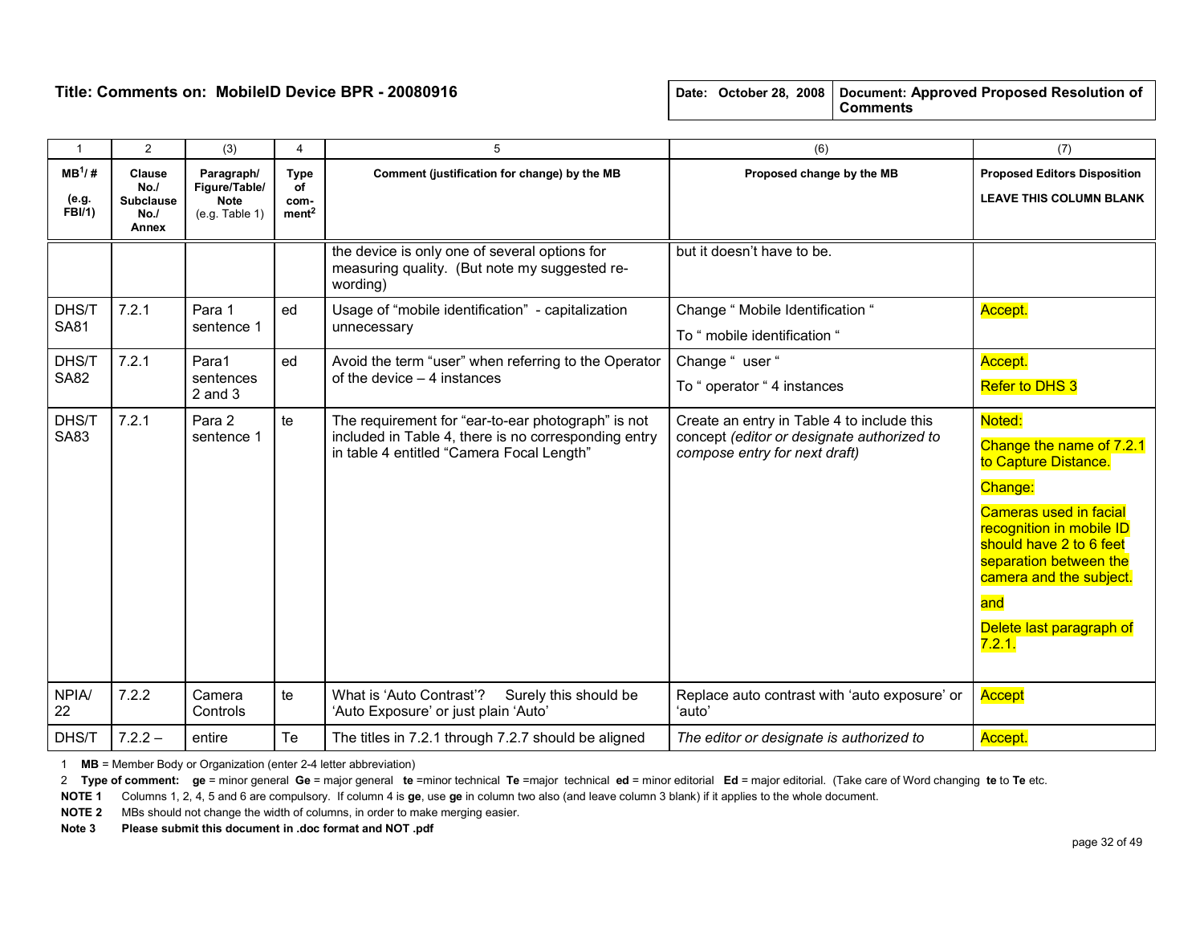**Title: Comments on: MobileID Device BPR - 20080916**

| Date: October 28, 2008 | Document: **Approved Proposed Resolution of Comments** |
|---|---|

| 1 | 2 | (3) | 4 | 5 | (6) | (7) |
|---|---|---|---|---|---|---|
| **MB[1]/ #** **(e.g. FBI/1)** | **Clause No./ Subclause No./ Annex** | **Paragraph/ Figure/Table/ Note** (e.g. Table 1) | **Type of com-ment[2]** | **Comment (justification for change) by the MB** | **Proposed change by the MB** | **Proposed Editors Disposition** **LEAVE THIS COLUMN BLANK** |
| | | | | the device is only one of several options for measuring quality. (But note my suggested re-wording) | but it doesn't have to be. | |
| DHS/T SA81 | 7.2.1 | Para 1 sentence 1 | ed | Usage of "mobile identification" - capitalization unnecessary | Change " Mobile Identification " To " mobile identification " | Accept. |
| DHS/T SA82 | 7.2.1 | Para1 sentences 2 and 3 | ed | Avoid the term "user" when referring to the Operator of the device – 4 instances | Change " user " To " operator " 4 instances | Accept. Refer to DHS 3 |
| DHS/T SA83 | 7.2.1 | Para 2 sentence 1 | te | The requirement for "ear-to-ear photograph" is not included in Table 4, there is no corresponding entry in table 4 entitled "Camera Focal Length" | Create an entry in Table 4 to include this concept *(editor or designate authorized to compose entry for next draft)* | Noted: Change the name of 7.2.1 to Capture Distance. Change: Cameras used in facial recognition in mobile ID should have 2 to 6 feet separation between the camera and the subject. and Delete last paragraph of 7.2.1. |
| NPIA/ 22 | 7.2.2 | Camera Controls | te | What is 'Auto Contrast'? Surely this should be 'Auto Exposure' or just plain 'Auto' | Replace auto contrast with 'auto exposure' or 'auto' | Accept |
| DHS/T | 7.2.2 – | entire | Te | The titles in 7.2.1 through 7.2.7 should be aligned | *The editor or designate is authorized to* | Accept. |

1 **MB** = Member Body or Organization (enter 2-4 letter abbreviation)

2 **Type of comment:** **ge** = minor general **Ge** = major general **te** =minor technical **Te** =major technical **ed** = minor editorial **Ed** = major editorial. (Take care of Word changing **te** to **Te** etc.

**NOTE 1** Columns 1, 2, 4, 5 and 6 are compulsory. If column 4 is **ge**, use **ge** in column two also (and leave column 3 blank) if it applies to the whole document.

**NOTE 2** MBs should not change the width of columns, in order to make merging easier.

**Note 3** **Please submit this document in .doc format and NOT .pdf**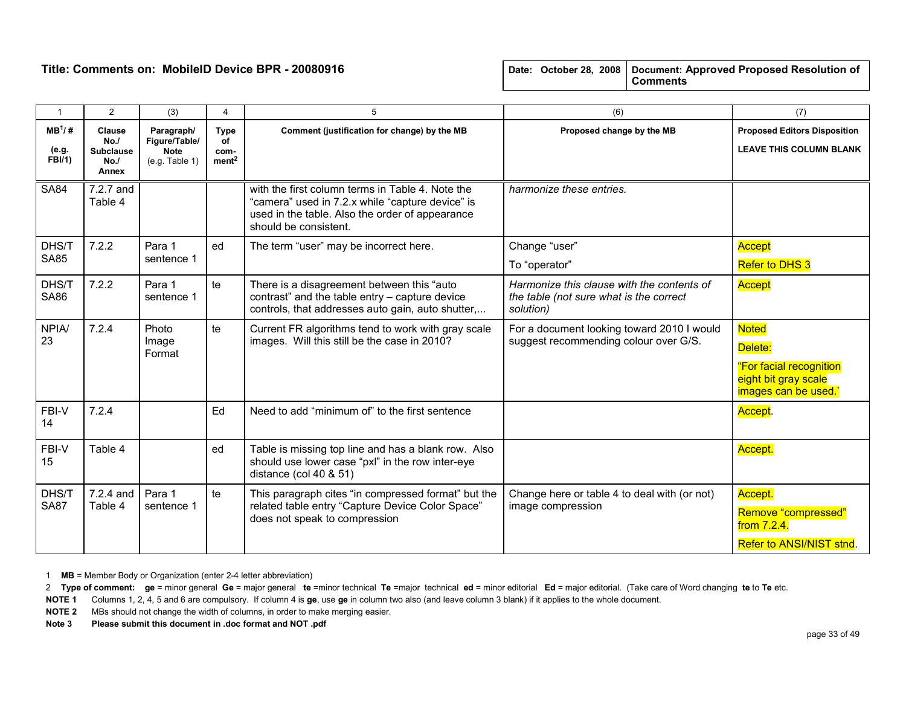**Title: Comments on: MobileID Device BPR - 20080916**

| Date: October 28, 2008 | Document: Approved Proposed Resolution of Comments |
|---|---|

| 1 | 2 | (3) | 4 | 5 | (6) | (7) |
|---|---|---|---|---|---|---|
| MB[1]/ # (e.g. FBI/1) | Clause No./ Subclause No./ Annex | Paragraph/ Figure/Table/ Note (e.g. Table 1) | Type of com-ment[2] | Comment (justification for change) by the MB | Proposed change by the MB | Proposed Editors Disposition LEAVE THIS COLUMN BLANK |
| SA84 | 7.2.7 and Table 4 | | | with the first column terms in Table 4. Note the "camera" used in 7.2.x while "capture device" is used in the table. Also the order of appearance should be consistent. | *harmonize these entries.* | |
| DHS/T SA85 | 7.2.2 | Para 1 sentence 1 | ed | The term "user" may be incorrect here. | Change "user" To "operator" | Accept Refer to DHS 3 |
| DHS/T SA86 | 7.2.2 | Para 1 sentence 1 | te | There is a disagreement between this "auto contrast" and the table entry – capture device controls, that addresses auto gain, auto shutter,... | *Harmonize this clause with the contents of the table (not sure what is the correct solution)* | Accept |
| NPIA/ 23 | 7.2.4 | Photo Image Format | te | Current FR algorithms tend to work with gray scale images. Will this still be the case in 2010? | For a document looking toward 2010 I would suggest recommending colour over G/S. | Noted Delete: "For facial recognition eight bit gray scale images can be used.' |
| FBI-V 14 | 7.2.4 | | Ed | Need to add "minimum of" to the first sentence | | Accept. |
| FBI-V 15 | Table 4 | | ed | Table is missing top line and has a blank row. Also should use lower case "pxl" in the row inter-eye distance (col 40 & 51) | | Accept. |
| DHS/T SA87 | 7.2.4 and Table 4 | Para 1 sentence 1 | te | This paragraph cites "in compressed format" but the related table entry "Capture Device Color Space" does not speak to compression | Change here or table 4 to deal with (or not) image compression | Accept. Remove "compressed" from 7.2.4. Refer to ANSI/NIST stnd. |

1 **MB** = Member Body or Organization (enter 2-4 letter abbreviation)

2 **Type of comment:** **ge** = minor general **Ge** = major general **te** =minor technical **Te** =major technical **ed** = minor editorial **Ed** = major editorial. (Take care of Word changing **te** to **Te** etc.

**NOTE 1** Columns 1, 2, 4, 5 and 6 are compulsory. If column 4 is **ge**, use **ge** in column two also (and leave column 3 blank) if it applies to the whole document.

**NOTE 2** MBs should not change the width of columns, in order to make merging easier.

**Note 3** **Please submit this document in .doc format and NOT .pdf**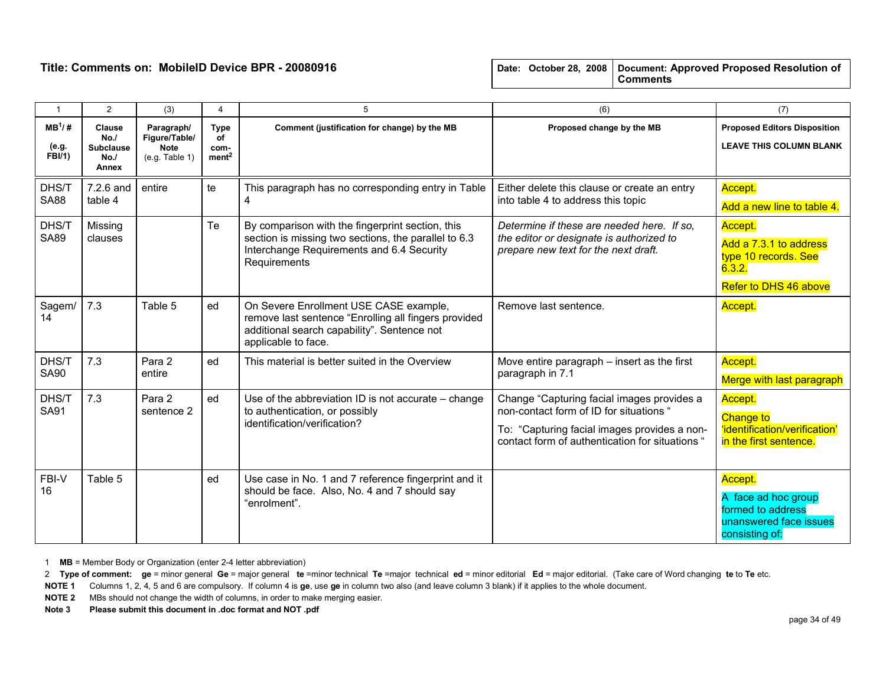**Title: Comments on: MobileID Device BPR - 20080916**

| Date: October 28, 2008 | Document: Approved Proposed Resolution of Comments |
|---|---|

| 1 | 2 | (3) | 4 | 5 | (6) | (7) |
|---|---|---|---|---|---|---|
| **MB[1]/ #** **(e.g. FBI/1)** | **Clause No./ Subclause No./ Annex** | **Paragraph/ Figure/Table/ Note** (e.g. Table 1) | **Type of com-ment[2]** | **Comment (justification for change) by the MB** | **Proposed change by the MB** | **Proposed Editors Disposition** **LEAVE THIS COLUMN BLANK** |
| DHS/TSA88 | 7.2.6 and table 4 | entire | te | This paragraph has no corresponding entry in Table 4 | Either delete this clause or create an entry into table 4 to address this topic | Accept. Add a new line to table 4. |
| DHS/TSA89 | Missing clauses | | Te | By comparison with the fingerprint section, this section is missing two sections, the parallel to 6.3 Interchange Requirements and 6.4 Security Requirements | *Determine if these are needed here. If so, the editor or designate is authorized to prepare new text for the next draft.* | Accept. Add a 7.3.1 to address type 10 records. See 6.3.2. Refer to DHS 46 above |
| Sagem/14 | 7.3 | Table 5 | ed | On Severe Enrollment USE CASE example, remove last sentence "Enrolling all fingers provided additional search capability". Sentence not applicable to face. | Remove last sentence. | Accept. |
| DHS/TSA90 | 7.3 | Para 2 entire | ed | This material is better suited in the Overview | Move entire paragraph – insert as the first paragraph in 7.1 | Accept. Merge with last paragraph |
| DHS/TSA91 | 7.3 | Para 2 sentence 2 | ed | Use of the abbreviation ID is not accurate – change to authentication, or possibly identification/verification? | Change "Capturing facial images provides a non-contact form of ID for situations " To: "Capturing facial images provides a non-contact form of authentication for situations " | Accept. Change to 'identification/verification' in the first sentence. |
| FBI-V 16 | Table 5 | | ed | Use case in No. 1 and 7 reference fingerprint and it should be face. Also, No. 4 and 7 should say "enrolment". | | Accept. A face ad hoc group formed to address unanswered face issues consisting of: |

1 **MB** = Member Body or Organization (enter 2-4 letter abbreviation)

2 **Type of comment:** **ge** = minor general **Ge** = major general **te** =minor technical **Te** =major technical **ed** = minor editorial **Ed** = major editorial. (Take care of Word changing **te** to **Te** etc.

**NOTE 1** Columns 1, 2, 4, 5 and 6 are compulsory. If column 4 is **ge**, use **ge** in column two also (and leave column 3 blank) if it applies to the whole document.

**NOTE 2** MBs should not change the width of columns, in order to make merging easier.

**Note 3** **Please submit this document in .doc format and NOT .pdf**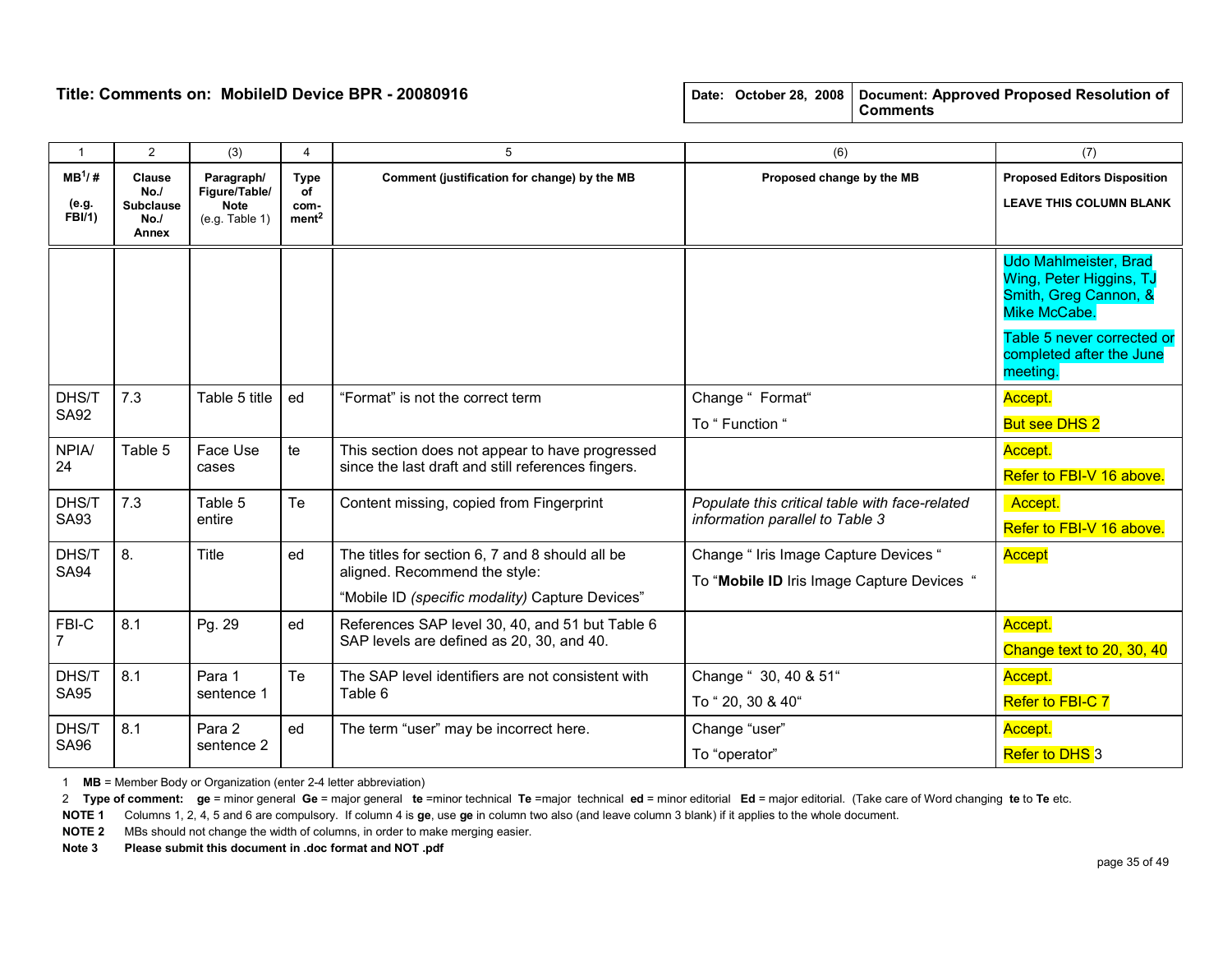**Title: Comments on: MobileID Device BPR - 20080916**

| Date: October 28, 2008 | Document: **Approved Proposed Resolution of Comments** |
|---|---|

| 1 | 2 | (3) | 4 | 5 | (6) | (7) |
|---|---|---|---|---|---|---|
| **MB[1]/ #** **(e.g. FBI/1)** | **Clause No./ Subclause No./ Annex** | **Paragraph/ Figure/Table/ Note** (e.g. Table 1) | **Type of com-ment[2]** | **Comment (justification for change) by the MB** | **Proposed change by the MB** | **Proposed Editors Disposition** **LEAVE THIS COLUMN BLANK** |
| | | | | | | Udo Mahlmeister, Brad Wing, Peter Higgins, TJ Smith, Greg Cannon, & Mike McCabe. Table 5 never corrected or completed after the June meeting. |
| DHS/T SA92 | 7.3 | Table 5 title | ed | "Format" is not the correct term | Change " Format" To " Function " | Accept. But see DHS 2 |
| NPIA/ 24 | Table 5 | Face Use cases | te | This section does not appear to have progressed since the last draft and still references fingers. | | Accept. Refer to FBI-V 16 above. |
| DHS/T SA93 | 7.3 | Table 5 entire | Te | Content missing, copied from Fingerprint | *Populate this critical table with face-related information parallel to Table 3* | Accept. Refer to FBI-V 16 above. |
| DHS/T SA94 | 8. | Title | ed | The titles for section 6, 7 and 8 should all be aligned. Recommend the style: "Mobile ID *(specific modality)* Capture Devices" | Change " Iris Image Capture Devices " To "**Mobile ID** Iris Image Capture Devices " | Accept |
| FBI-C 7 | 8.1 | Pg. 29 | ed | References SAP level 30, 40, and 51 but Table 6 SAP levels are defined as 20, 30, and 40. | | Accept. Change text to 20, 30, 40 |
| DHS/T SA95 | 8.1 | Para 1 sentence 1 | Te | The SAP level identifiers are not consistent with Table 6 | Change " 30, 40 & 51" To " 20, 30 & 40" | Accept. Refer to FBI-C 7 |
| DHS/T SA96 | 8.1 | Para 2 sentence 2 | ed | The term "user" may be incorrect here. | Change "user" To "operator" | Accept. Refer to DHS 3 |

1 **MB** = Member Body or Organization (enter 2-4 letter abbreviation)

2 **Type of comment:** **ge** = minor general **Ge** = major general **te** =minor technical **Te** =major technical **ed** = minor editorial **Ed** = major editorial. (Take care of Word changing **te** to **Te** etc.

**NOTE 1** Columns 1, 2, 4, 5 and 6 are compulsory. If column 4 is **ge**, use **ge** in column two also (and leave column 3 blank) if it applies to the whole document.

**NOTE 2** MBs should not change the width of columns, in order to make merging easier.

**Note 3** **Please submit this document in .doc format and NOT .pdf**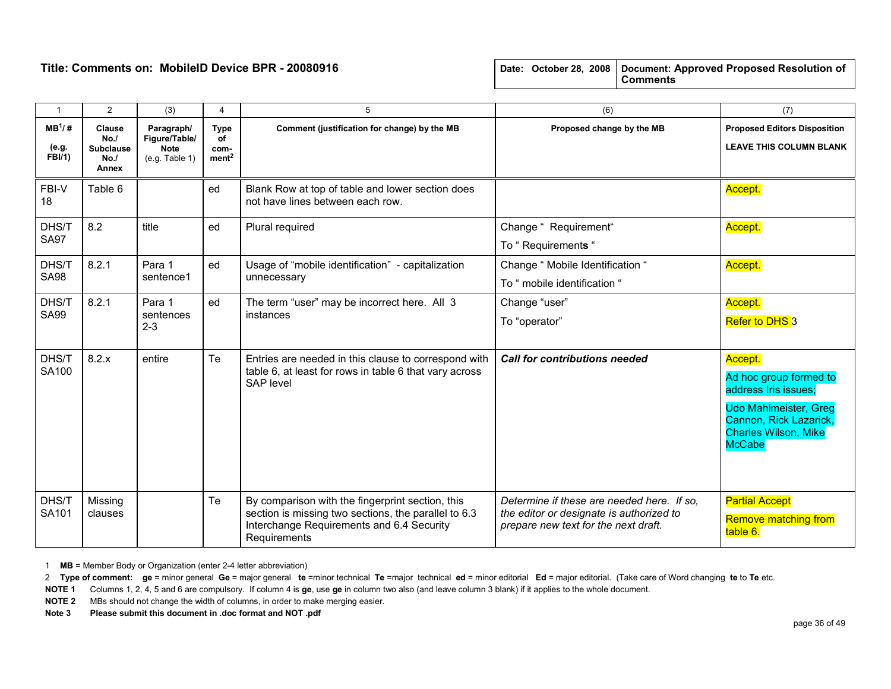**Title: Comments on: MobileID Device BPR - 20080916**

| Date: October 28, 2008 | Document: Approved Proposed Resolution of Comments |
|---|---|

| 1 | 2 | (3) | 4 | 5 | (6) | (7) |
|---|---|---|---|---|---|---|
| **MB[1]/ #** **(e.g. FBI/1)** | **Clause No./ Subclause No./ Annex** | **Paragraph/ Figure/Table/ Note** (e.g. Table 1) | **Type of com-ment[2]** | **Comment (justification for change) by the MB** | **Proposed change by the MB** | **Proposed Editors Disposition** **LEAVE THIS COLUMN BLANK** |
| FBI-V 18 | Table 6 | | ed | Blank Row at top of table and lower section does not have lines between each row. | | Accept. |
| DHS/T SA97 | 8.2 | title | ed | Plural required | Change " Requirement" To " Requirement**s** " | Accept. |
| DHS/T SA98 | 8.2.1 | Para 1 sentence1 | ed | Usage of "mobile identification" - capitalization unnecessary | Change " Mobile Identification " To " mobile identification " | Accept. |
| DHS/T SA99 | 8.2.1 | Para 1 sentences 2-3 | ed | The term "user" may be incorrect here. All 3 instances | Change "user" To "operator" | Accept. Refer to DHS 3 |
| DHS/T SA100 | 8.2.x | entire | Te | Entries are needed in this clause to correspond with table 6, at least for rows in table 6 that vary across SAP level | ***Call for contributions needed*** | Accept. Ad hoc group formed to address Iris issues; Udo Mahlmeister, Greg Cannon, Rick Lazarick, Charles Wilson, Mike McCabe |
| DHS/T SA101 | Missing clauses | | Te | By comparison with the fingerprint section, this section is missing two sections, the parallel to 6.3 Interchange Requirements and 6.4 Security Requirements | *Determine if these are needed here. If so, the editor or designate is authorized to prepare new text for the next draft.* | Partial Accept Remove matching from table 6. |

1 **MB** = Member Body or Organization (enter 2-4 letter abbreviation)

2 **Type of comment:** **ge** = minor general **Ge** = major general **te** =minor technical **Te** =major technical **ed** = minor editorial **Ed** = major editorial. (Take care of Word changing **te** to **Te** etc.

**NOTE 1** Columns 1, 2, 4, 5 and 6 are compulsory. If column 4 is **ge**, use **ge** in column two also (and leave column 3 blank) if it applies to the whole document.

**NOTE 2** MBs should not change the width of columns, in order to make merging easier.

**Note 3** **Please submit this document in .doc format and NOT .pdf**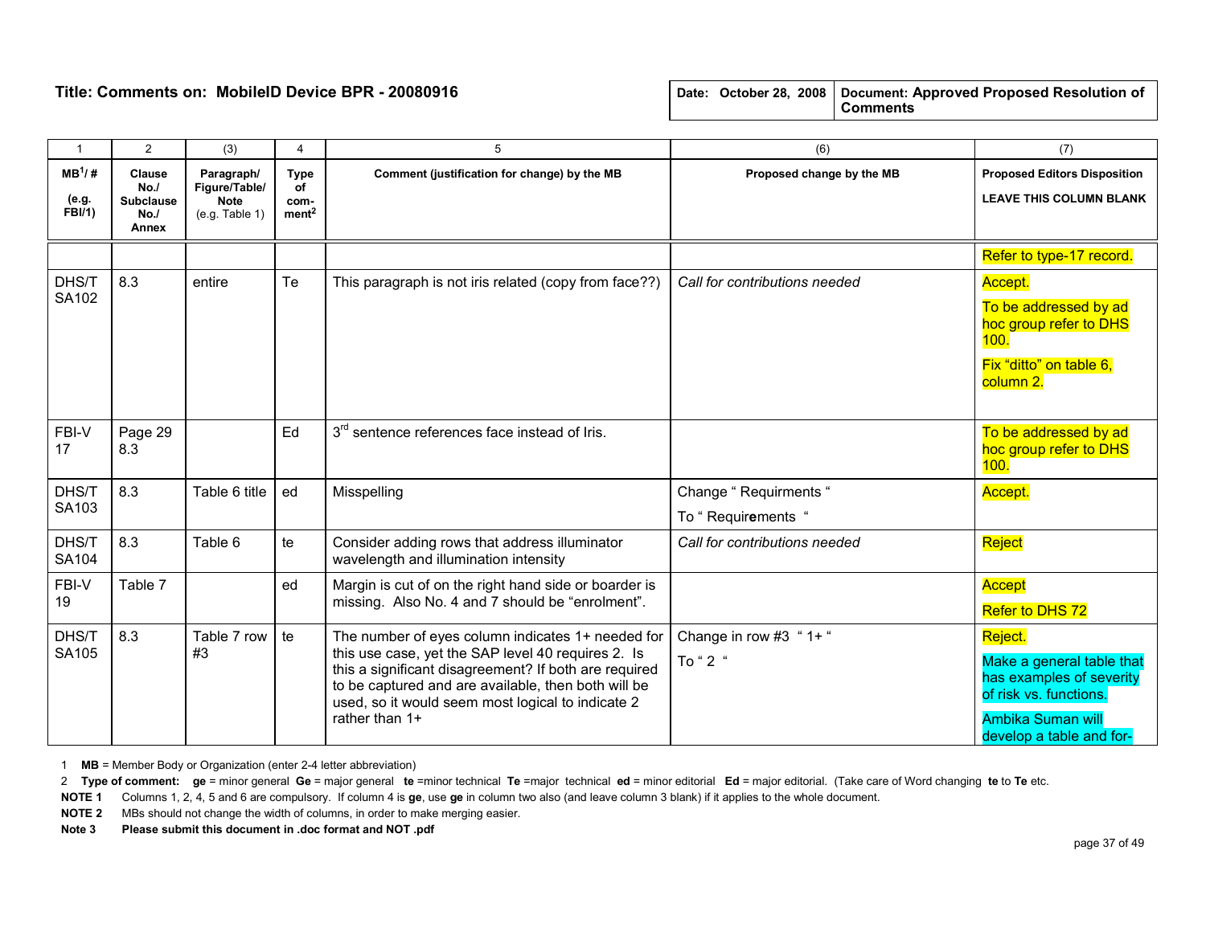**Title: Comments on: MobileID Device BPR - 20080916**

| Date: October 28, 2008 | Document: **Approved Proposed Resolution of Comments** |
|---|---|

| 1 | 2 | (3) | 4 | 5 | (6) | (7) |
|---|---|---|---|---|---|---|
| **MB[1]/ #** **(e.g. FBI/1)** | **Clause No./ Subclause No./ Annex** | **Paragraph/ Figure/Table/ Note** (e.g. Table 1) | **Type of com-ment[2]** | **Comment (justification for change) by the MB** | **Proposed change by the MB** | **Proposed Editors Disposition** **LEAVE THIS COLUMN BLANK** |
| | | | | | | Refer to type-17 record. |
| DHS/T SA102 | 8.3 | entire | Te | This paragraph is not iris related (copy from face??) | *Call for contributions needed* | Accept. To be addressed by ad hoc group refer to DHS 100. Fix "ditto" on table 6, column 2. |
| FBI-V 17 | Page 29 8.3 | | Ed | 3rd sentence references face instead of Iris. | | To be addressed by ad hoc group refer to DHS 100. |
| DHS/T SA103 | 8.3 | Table 6 title | ed | Misspelling | Change " Requirments " To " Requir**e**ments " | Accept. |
| DHS/T SA104 | 8.3 | Table 6 | te | Consider adding rows that address illuminator wavelength and illumination intensity | *Call for contributions needed* | Reject |
| FBI-V 19 | Table 7 | | ed | Margin is cut of on the right hand side or boarder is missing. Also No. 4 and 7 should be "enrolment". | | Accept Refer to DHS 72 |
| DHS/T SA105 | 8.3 | Table 7 row #3 | te | The number of eyes column indicates 1+ needed for this use case, yet the SAP level 40 requires 2. Is this a significant disagreement? If both are required to be captured and are available, then both will be used, so it would seem most logical to indicate 2 rather than 1+ | Change in row #3 " 1+ " To " 2 " | Reject. Make a general table that has examples of severity of risk vs. functions. Ambika Suman will develop a table and for- |

1 **MB** = Member Body or Organization (enter 2-4 letter abbreviation)

2 **Type of comment: ge** = minor general **Ge** = major general **te** =minor technical **Te** =major technical **ed** = minor editorial **Ed** = major editorial. (Take care of Word changing **te** to **Te** etc.

**NOTE 1** Columns 1, 2, 4, 5 and 6 are compulsory. If column 4 is **ge**, use **ge** in column two also (and leave column 3 blank) if it applies to the whole document.

**NOTE 2** MBs should not change the width of columns, in order to make merging easier.

**Note 3** **Please submit this document in .doc format and NOT .pdf**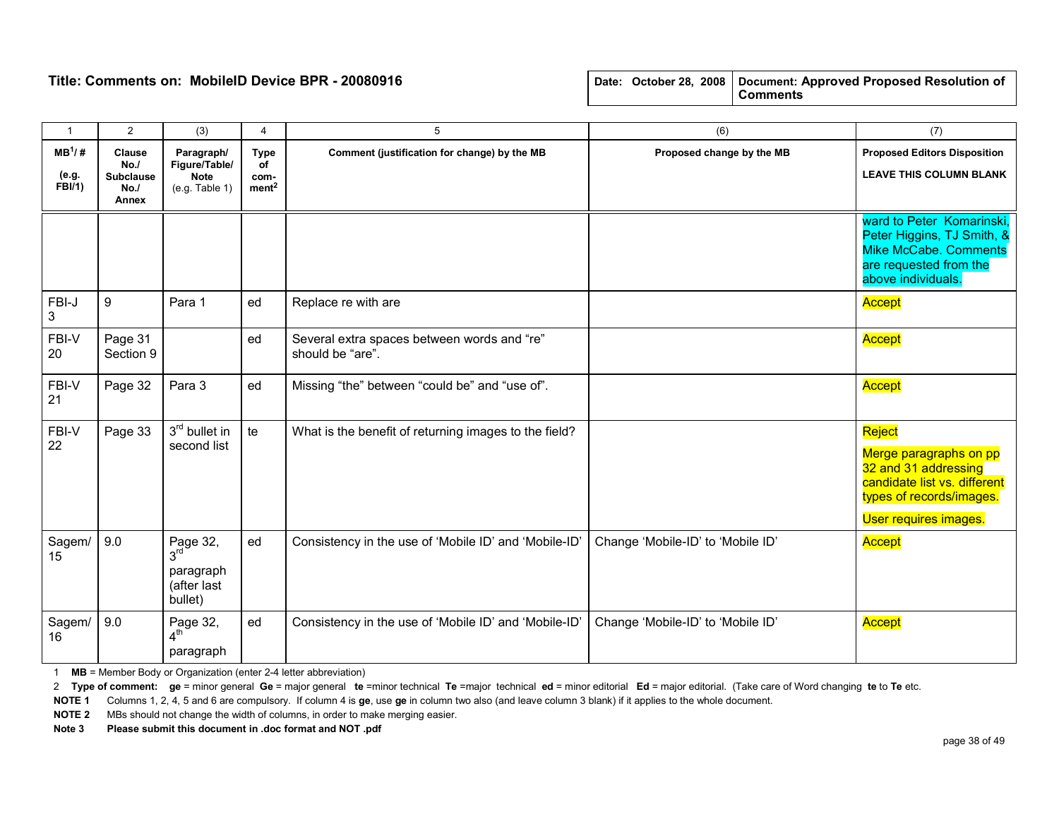**Title: Comments on: MobileID Device BPR - 20080916**

| Date: October 28, 2008 | Document: Approved Proposed Resolution of Comments |
|---|---|

| 1 | 2 | (3) | 4 | 5 | (6) | (7) |
|---|---|---|---|---|---|---|
| **MB[1]/ #** **(e.g. FBI/1)** | **Clause No./ Subclause No./ Annex** | **Paragraph/ Figure/Table/ Note** (e.g. Table 1) | **Type of com-ment[2]** | **Comment (justification for change) by the MB** | **Proposed change by the MB** | **Proposed Editors Disposition** **LEAVE THIS COLUMN BLANK** |
| | | | | | | ward to Peter Komarinski, Peter Higgins, TJ Smith, & Mike McCabe. Comments are requested from the above individuals. |
| FBI-J 3 | 9 | Para 1 | ed | Replace re with are | | Accept |
| FBI-V 20 | Page 31 Section 9 | | ed | Several extra spaces between words and “re” should be “are”. | | Accept |
| FBI-V 21 | Page 32 | Para 3 | ed | Missing “the” between “could be” and “use of”. | | Accept |
| FBI-V 22 | Page 33 | 3rd bullet in second list | te | What is the benefit of returning images to the field? | | Reject<br>Merge paragraphs on pp 32 and 31 addressing candidate list vs. different types of records/images.<br>User requires images. |
| Sagem/ 15 | 9.0 | Page 32, 3rd paragraph (after last bullet) | ed | Consistency in the use of ‘Mobile ID’ and ‘Mobile-ID’ | Change ‘Mobile-ID’ to ‘Mobile ID’ | Accept |
| Sagem/ 16 | 9.0 | Page 32, 4th paragraph | ed | Consistency in the use of ‘Mobile ID’ and ‘Mobile-ID’ | Change ‘Mobile-ID’ to ‘Mobile ID’ | Accept |

1 **MB** = Member Body or Organization (enter 2-4 letter abbreviation)

2 **Type of comment:** **ge** = minor general **Ge** = major general **te** =minor technical **Te** =major technical **ed** = minor editorial **Ed** = major editorial. (Take care of Word changing **te** to **Te** etc.

**NOTE 1** Columns 1, 2, 4, 5 and 6 are compulsory. If column 4 is **ge**, use **ge** in column two also (and leave column 3 blank) if it applies to the whole document.

**NOTE 2** MBs should not change the width of columns, in order to make merging easier.

**Note 3** **Please submit this document in .doc format and NOT .pdf**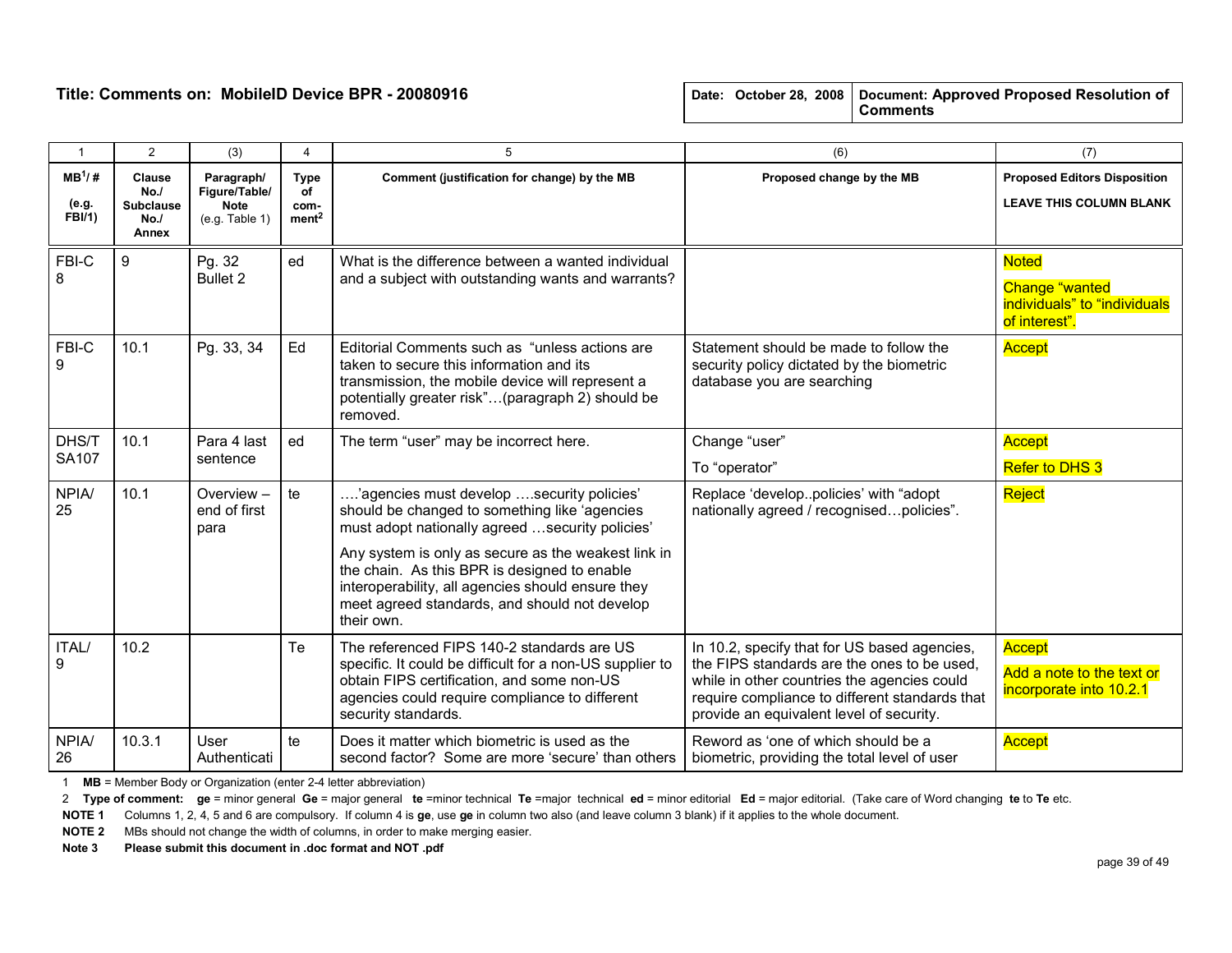**Title: Comments on: MobileID Device BPR - 20080916**

| Date: October 28, 2008 | Document: Approved Proposed Resolution of Comments |
|---|---|

| 1 | 2 | (3) | 4 | 5 | (6) | (7) |
|---|---|---|---|---|---|---|
| MB[1]/ # (e.g. FBI/1) | Clause No./ Subclause No./ Annex | Paragraph/ Figure/Table/ Note (e.g. Table 1) | Type of com-ment[2] | Comment (justification for change) by the MB | Proposed change by the MB | Proposed Editors Disposition LEAVE THIS COLUMN BLANK |
| FBI-C 8 | 9 | Pg. 32 Bullet 2 | ed | What is the difference between a wanted individual and a subject with outstanding wants and warrants? | | Noted<br><br>Change "wanted individuals" to "individuals of interest". |
| FBI-C 9 | 10.1 | Pg. 33, 34 | Ed | Editorial Comments such as "unless actions are taken to secure this information and its transmission, the mobile device will represent a potentially greater risk"…(paragraph 2) should be removed. | Statement should be made to follow the security policy dictated by the biometric database you are searching | Accept |
| DHS/T SA107 | 10.1 | Para 4 last sentence | ed | The term "user" may be incorrect here. | Change "user"<br><br>To "operator" | Accept<br><br>Refer to DHS 3 |
| NPIA/ 25 | 10.1 | Overview – end of first para | te | ….'agencies must develop ….security policies' should be changed to something like 'agencies must adopt nationally agreed …security policies'<br><br>Any system is only as secure as the weakest link in the chain. As this BPR is designed to enable interoperability, all agencies should ensure they meet agreed standards, and should not develop their own. | Replace 'develop..policies' with "adopt nationally agreed / recognised…policies". | Reject |
| ITAL/ 9 | 10.2 | | Te | The referenced FIPS 140-2 standards are US specific. It could be difficult for a non-US supplier to obtain FIPS certification, and some non-US agencies could require compliance to different security standards. | In 10.2, specify that for US based agencies, the FIPS standards are the ones to be used, while in other countries the agencies could require compliance to different standards that provide an equivalent level of security. | Accept<br><br>Add a note to the text or incorporate into 10.2.1 |
| NPIA/ 26 | 10.3.1 | User Authenticati | te | Does it matter which biometric is used as the second factor? Some are more 'secure' than others | Reword as 'one of which should be a biometric, providing the total level of user | Accept |

1 **MB** = Member Body or Organization (enter 2-4 letter abbreviation)

2 **Type of comment:** **ge** = minor general **Ge** = major general **te** =minor technical **Te** =major technical **ed** = minor editorial **Ed** = major editorial. (Take care of Word changing **te** to **Te** etc.

**NOTE 1** Columns 1, 2, 4, 5 and 6 are compulsory. If column 4 is **ge**, use **ge** in column two also (and leave column 3 blank) if it applies to the whole document.

**NOTE 2** MBs should not change the width of columns, in order to make merging easier.

**Note 3** **Please submit this document in .doc format and NOT .pdf**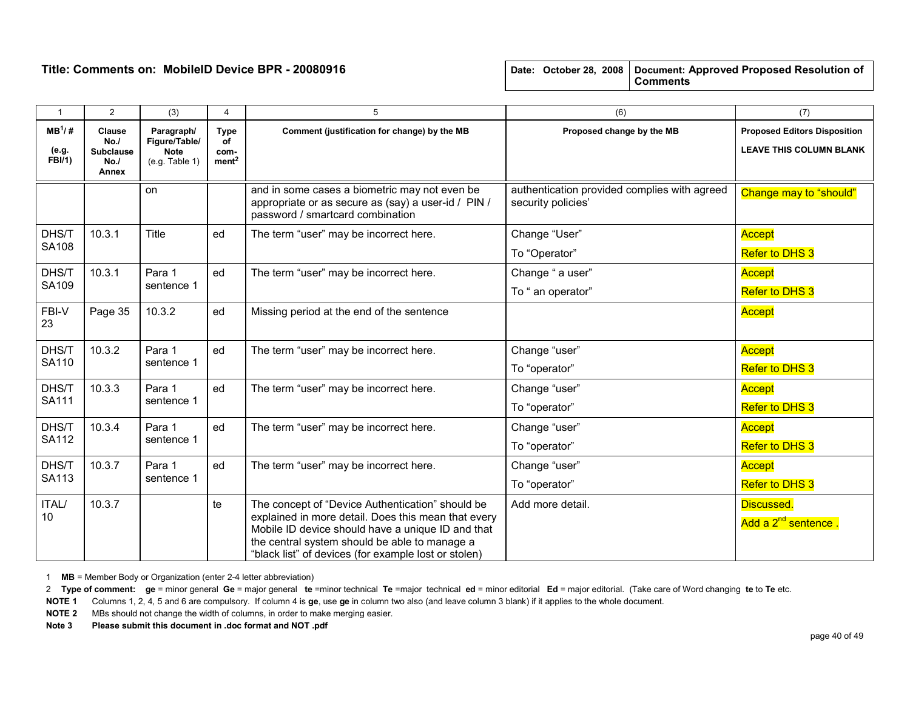**Title: Comments on: MobileID Device BPR - 20080916**

| Date: October 28, 2008 | Document: Approved Proposed Resolution of Comments |
|---|---|

| 1 | 2 | (3) | 4 | 5 | (6) | (7) |
|---|---|---|---|---|---|---|
| MB[1]/ # (e.g. FBI/1) | Clause No./ Subclause No./ Annex | Paragraph/ Figure/Table/ Note (e.g. Table 1) | Type of com-ment[2] | Comment (justification for change) by the MB | Proposed change by the MB | Proposed Editors Disposition LEAVE THIS COLUMN BLANK |
| | | on | | and in some cases a biometric may not even be appropriate or as secure as (say) a user-id / PIN / password / smartcard combination | authentication provided complies with agreed security policies' | Change may to "should" |
| DHS/T SA108 | 10.3.1 | Title | ed | The term "user" may be incorrect here. | Change "User" To "Operator" | Accept Refer to DHS 3 |
| DHS/T SA109 | 10.3.1 | Para 1 sentence 1 | ed | The term "user" may be incorrect here. | Change " a user" To " an operator" | Accept Refer to DHS 3 |
| FBI-V 23 | Page 35 | 10.3.2 | ed | Missing period at the end of the sentence | | Accept |
| DHS/T SA110 | 10.3.2 | Para 1 sentence 1 | ed | The term "user" may be incorrect here. | Change "user" To "operator" | Accept Refer to DHS 3 |
| DHS/T SA111 | 10.3.3 | Para 1 sentence 1 | ed | The term "user" may be incorrect here. | Change "user" To "operator" | Accept Refer to DHS 3 |
| DHS/T SA112 | 10.3.4 | Para 1 sentence 1 | ed | The term "user" may be incorrect here. | Change "user" To "operator" | Accept Refer to DHS 3 |
| DHS/T SA113 | 10.3.7 | Para 1 sentence 1 | ed | The term "user" may be incorrect here. | Change "user" To "operator" | Accept Refer to DHS 3 |
| ITAL/ 10 | 10.3.7 | | te | The concept of "Device Authentication" should be explained in more detail. Does this mean that every Mobile ID device should have a unique ID and that the central system should be able to manage a "black list" of devices (for example lost or stolen) | Add more detail. | Discussed. Add a 2nd sentence . |

1 **MB** = Member Body or Organization (enter 2-4 letter abbreviation)

2 **Type of comment:** **ge** = minor general **Ge** = major general **te** =minor technical **Te** =major technical **ed** = minor editorial **Ed** = major editorial. (Take care of Word changing **te** to **Te** etc.

**NOTE 1** Columns 1, 2, 4, 5 and 6 are compulsory. If column 4 is **ge**, use **ge** in column two also (and leave column 3 blank) if it applies to the whole document.

**NOTE 2** MBs should not change the width of columns, in order to make merging easier.

**Note 3** **Please submit this document in .doc format and NOT .pdf**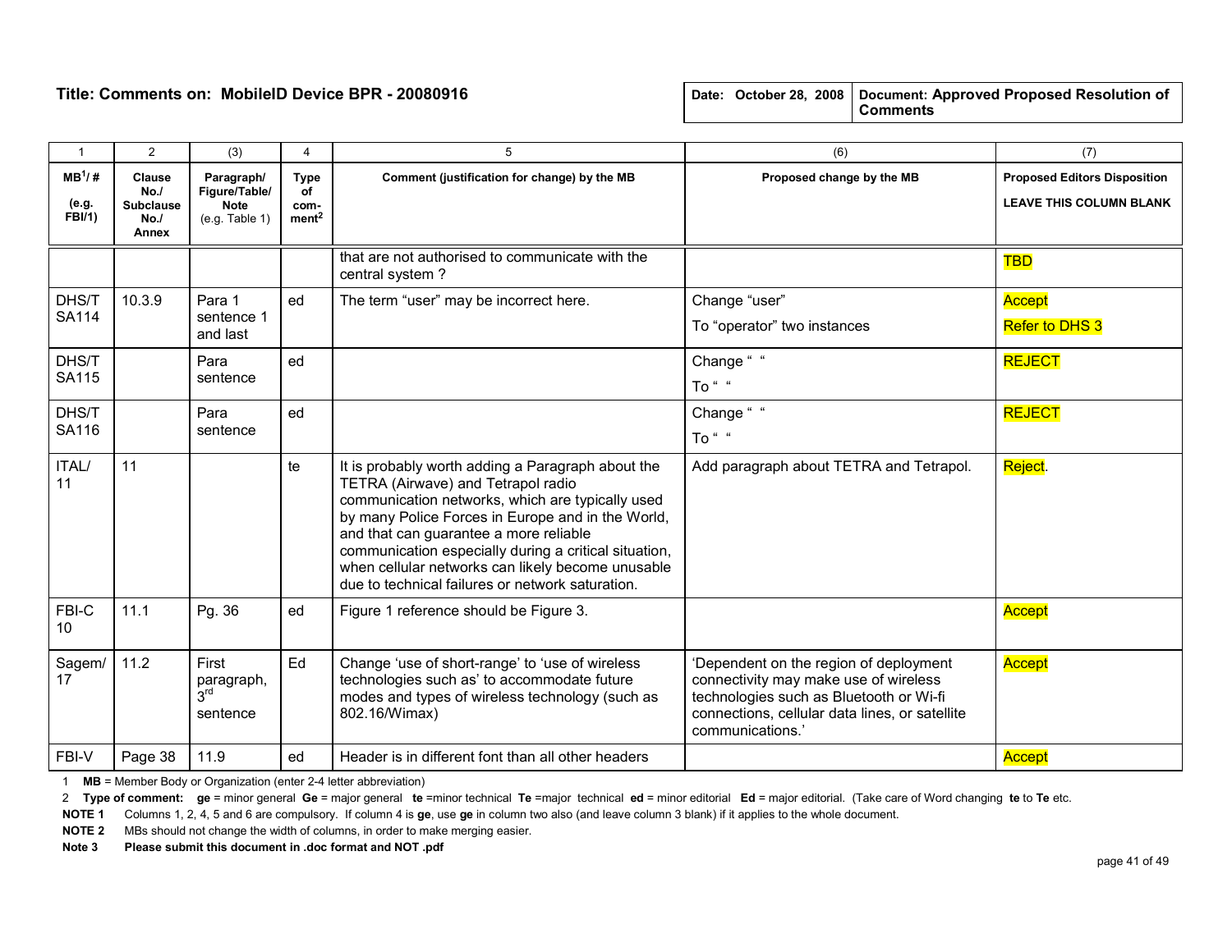**Title: Comments on: MobileID Device BPR - 20080916**

| Date: October 28, 2008 | Document: Approved Proposed Resolution of Comments |
|---|---|

| 1 | 2 | (3) | 4 | 5 | (6) | (7) |
|---|---|---|---|---|---|---|
| MB[1]/ # (e.g. FBI/1) | Clause No./ Subclause No./ Annex | Paragraph/ Figure/Table/ Note (e.g. Table 1) | Type of com-ment[2] | Comment (justification for change) by the MB | Proposed change by the MB | Proposed Editors Disposition LEAVE THIS COLUMN BLANK |
| | | | | that are not authorised to communicate with the central system ? | | TBD |
| DHS/T SA114 | 10.3.9 | Para 1 sentence 1 and last | ed | The term "user" may be incorrect here. | Change "user" To "operator" two instances | Accept Refer to DHS 3 |
| DHS/T SA115 | | Para sentence | ed | | Change " " To " " | REJECT |
| DHS/T SA116 | | Para sentence | ed | | Change " " To " " | REJECT |
| ITAL/ 11 | 11 | | te | It is probably worth adding a Paragraph about the TETRA (Airwave) and Tetrapol radio communication networks, which are typically used by many Police Forces in Europe and in the World, and that can guarantee a more reliable communication especially during a critical situation, when cellular networks can likely become unusable due to technical failures or network saturation. | Add paragraph about TETRA and Tetrapol. | Reject. |
| FBI-C 10 | 11.1 | Pg. 36 | ed | Figure 1 reference should be Figure 3. | | Accept |
| Sagem/ 17 | 11.2 | First paragraph, 3rd sentence | Ed | Change 'use of short-range' to 'use of wireless technologies such as' to accommodate future modes and types of wireless technology (such as 802.16/Wimax) | 'Dependent on the region of deployment connectivity may make use of wireless technologies such as Bluetooth or Wi-fi connections, cellular data lines, or satellite communications.' | Accept |
| FBI-V | Page 38 | 11.9 | ed | Header is in different font than all other headers | | Accept |

1 **MB** = Member Body or Organization (enter 2-4 letter abbreviation)

2 **Type of comment: ge** = minor general **Ge** = major general **te** =minor technical **Te** =major technical **ed** = minor editorial **Ed** = major editorial. (Take care of Word changing **te** to **Te** etc.

**NOTE 1** Columns 1, 2, 4, 5 and 6 are compulsory. If column 4 is **ge**, use **ge** in column two also (and leave column 3 blank) if it applies to the whole document.

**NOTE 2** MBs should not change the width of columns, in order to make merging easier.

**Note 3** **Please submit this document in .doc format and NOT .pdf**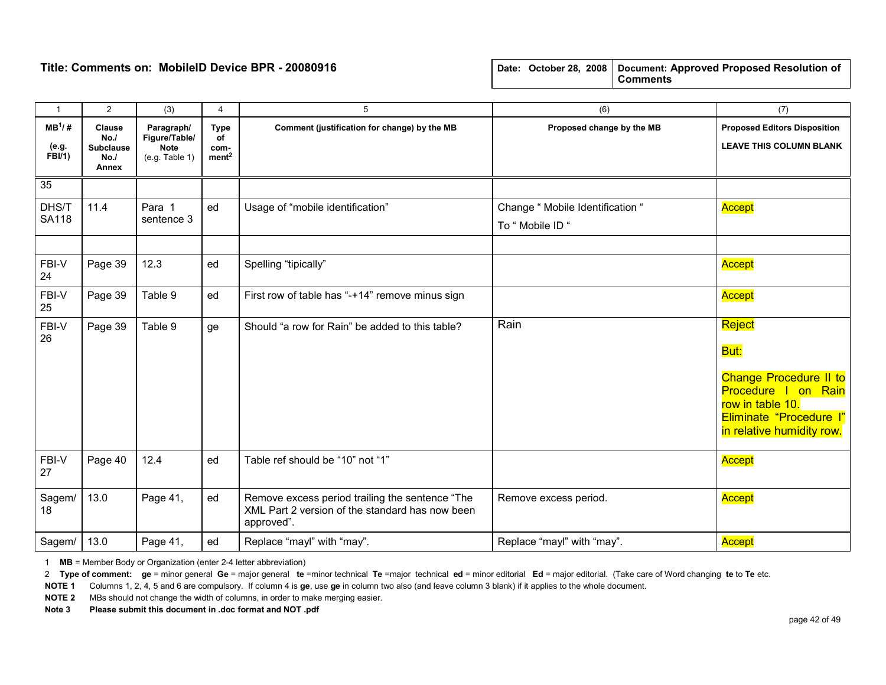**Title: Comments on: MobileID Device BPR - 20080916**

| Date: October 28, 2008 | Document: Approved Proposed Resolution of Comments |
|---|---|

| 1 | 2 | (3) | 4 | 5 | (6) | (7) |
|---|---|---|---|---|---|---|
| MB[1]/ # (e.g. FBI/1) | Clause No./ Subclause No./ Annex | Paragraph/ Figure/Table/ Note (e.g. Table 1) | Type of com-ment[2] | Comment (justification for change) by the MB | Proposed change by the MB | Proposed Editors Disposition LEAVE THIS COLUMN BLANK |
| 35 | | | | | | |
| DHS/T SA118 | 11.4 | Para 1 sentence 3 | ed | Usage of "mobile identification" | Change " Mobile Identification " To " Mobile ID " | Accept |
| | | | | | | |
| FBI-V 24 | Page 39 | 12.3 | ed | Spelling "tipically" | | Accept |
| FBI-V 25 | Page 39 | Table 9 | ed | First row of table has "-+14" remove minus sign | | Accept |
| FBI-V 26 | Page 39 | Table 9 | ge | Should "a row for Rain" be added to this table? | Rain | Reject But: Change Procedure II to Procedure I on Rain row in table 10. Eliminate "Procedure I" in relative humidity row. |
| FBI-V 27 | Page 40 | 12.4 | ed | Table ref should be "10" not "1" | | Accept |
| Sagem/ 18 | 13.0 | Page 41, | ed | Remove excess period trailing the sentence "The XML Part 2 version of the standard has now been approved". | Remove excess period. | Accept |
| Sagem/ | 13.0 | Page 41, | ed | Replace "mayl" with "may". | Replace "mayl" with "may". | Accept |

1 **MB** = Member Body or Organization (enter 2-4 letter abbreviation)

2 **Type of comment:** **ge** = minor general **Ge** = major general **te** =minor technical **Te** =major technical **ed** = minor editorial **Ed** = major editorial. (Take care of Word changing **te** to **Te** etc.

**NOTE 1** Columns 1, 2, 4, 5 and 6 are compulsory. If column 4 is **ge**, use **ge** in column two also (and leave column 3 blank) if it applies to the whole document.

**NOTE 2** MBs should not change the width of columns, in order to make merging easier.

**Note 3** **Please submit this document in .doc format and NOT .pdf**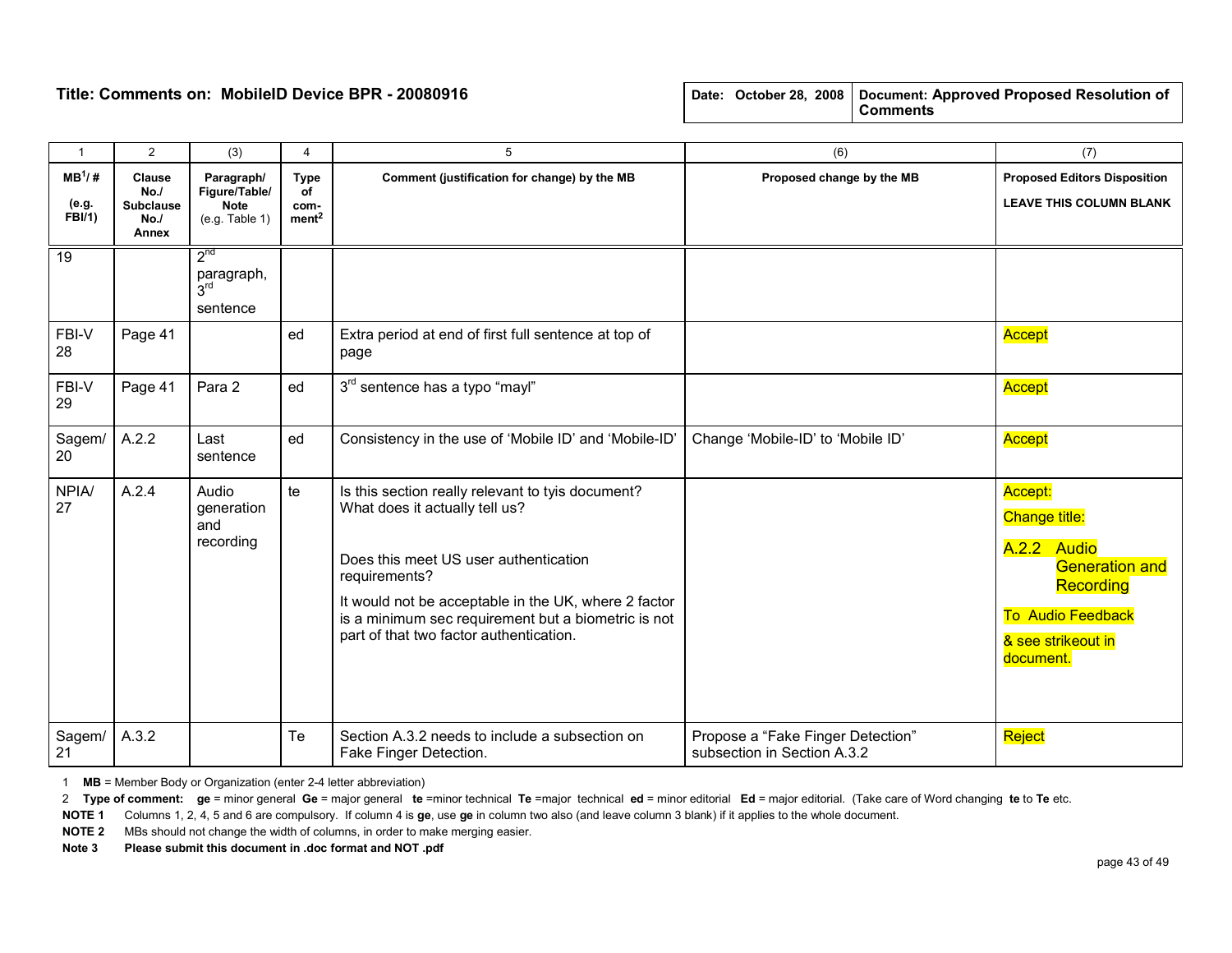**Title: Comments on: MobileID Device BPR - 20080916**

| Date: October 28, 2008 | Document: Approved Proposed Resolution of Comments |
|---|---|

| 1 | 2 | (3) | 4 | 5 | (6) | (7) |
|---|---|---|---|---|---|---|
| MB[1]/ # (e.g. FBI/1) | Clause No./ Subclause No./ Annex | Paragraph/ Figure/Table/ Note (e.g. Table 1) | Type of com-ment[2] | Comment (justification for change) by the MB | Proposed change by the MB | Proposed Editors Disposition LEAVE THIS COLUMN BLANK |
| 19 | | 2nd paragraph, 3rd sentence | | | | |
| FBI-V 28 | Page 41 | | ed | Extra period at end of first full sentence at top of page | | Accept |
| FBI-V 29 | Page 41 | Para 2 | ed | 3rd sentence has a typo "mayl" | | Accept |
| Sagem/ 20 | A.2.2 | Last sentence | ed | Consistency in the use of 'Mobile ID' and 'Mobile-ID' | Change 'Mobile-ID' to 'Mobile ID' | Accept |
| NPIA/ 27 | A.2.4 | Audio generation and recording | te | Is this section really relevant to tyis document? What does it actually tell us?<br><br>Does this meet US user authentication requirements?<br><br>It would not be acceptable in the UK, where 2 factor is a minimum sec requirement but a biometric is not part of that two factor authentication. | | Accept:<br>Change title:<br>A.2.2 Audio Generation and Recording<br>To Audio Feedback<br>& see strikeout in document. |
| Sagem/ 21 | A.3.2 | | Te | Section A.3.2 needs to include a subsection on Fake Finger Detection. | Propose a "Fake Finger Detection" subsection in Section A.3.2 | Reject |

1 **MB** = Member Body or Organization (enter 2-4 letter abbreviation)

2 **Type of comment:** **ge** = minor general **Ge** = major general **te** =minor technical **Te** =major technical **ed** = minor editorial **Ed** = major editorial. (Take care of Word changing **te** to **Te** etc.

**NOTE 1** Columns 1, 2, 4, 5 and 6 are compulsory. If column 4 is **ge**, use **ge** in column two also (and leave column 3 blank) if it applies to the whole document.

**NOTE 2** MBs should not change the width of columns, in order to make merging easier.

**Note 3** **Please submit this document in .doc format and NOT .pdf**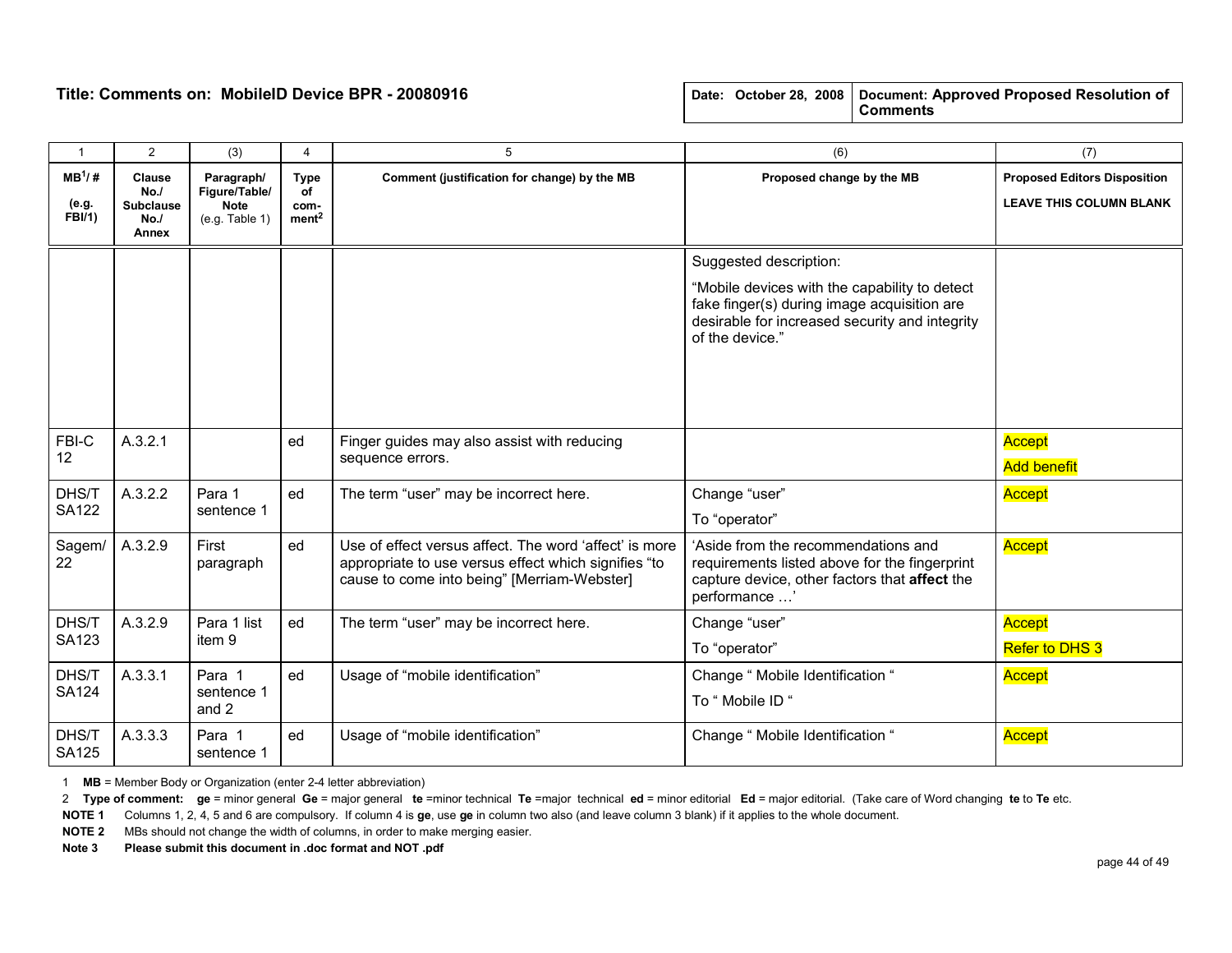**Title: Comments on: MobileID Device BPR - 20080916**

| Date: October 28, 2008 | Document: Approved Proposed Resolution of Comments |
|---|---|

| 1 | 2 | (3) | 4 | 5 | (6) | (7) |
|---|---|---|---|---|---|---|
| MB[1]/ # (e.g. FBI/1) | Clause No./ Subclause No./ Annex | Paragraph/ Figure/Table/ Note (e.g. Table 1) | Type of com-ment[2] | Comment (justification for change) by the MB | Proposed change by the MB | Proposed Editors Disposition LEAVE THIS COLUMN BLANK |
| | | | | | Suggested description: “Mobile devices with the capability to detect fake finger(s) during image acquisition are desirable for increased security and integrity of the device.” | |
| FBI-C 12 | A.3.2.1 | | ed | Finger guides may also assist with reducing sequence errors. | | Accept Add benefit |
| DHS/T SA122 | A.3.2.2 | Para 1 sentence 1 | ed | The term “user” may be incorrect here. | Change “user” To “operator” | Accept |
| Sagem/ 22 | A.3.2.9 | First paragraph | ed | Use of effect versus affect. The word ‘affect’ is more appropriate to use versus effect which signifies “to cause to come into being” [Merriam-Webster] | ‘Aside from the recommendations and requirements listed above for the fingerprint capture device, other factors that **affect** the performance …’ | Accept |
| DHS/T SA123 | A.3.2.9 | Para 1 list item 9 | ed | The term “user” may be incorrect here. | Change “user” To “operator” | Accept Refer to DHS 3 |
| DHS/T SA124 | A.3.3.1 | Para 1 sentence 1 and 2 | ed | Usage of “mobile identification” | Change “ Mobile Identification “ To “ Mobile ID “ | Accept |
| DHS/T SA125 | A.3.3.3 | Para 1 sentence 1 | ed | Usage of “mobile identification” | Change “ Mobile Identification “ | Accept |

1 **MB** = Member Body or Organization (enter 2-4 letter abbreviation)

2 **Type of comment: ge** = minor general **Ge** = major general **te** =minor technical **Te** =major technical **ed** = minor editorial **Ed** = major editorial. (Take care of Word changing **te** to **Te** etc.

**NOTE 1** Columns 1, 2, 4, 5 and 6 are compulsory. If column 4 is **ge**, use **ge** in column two also (and leave column 3 blank) if it applies to the whole document.

**NOTE 2** MBs should not change the width of columns, in order to make merging easier.

**Note 3** **Please submit this document in .doc format and NOT .pdf**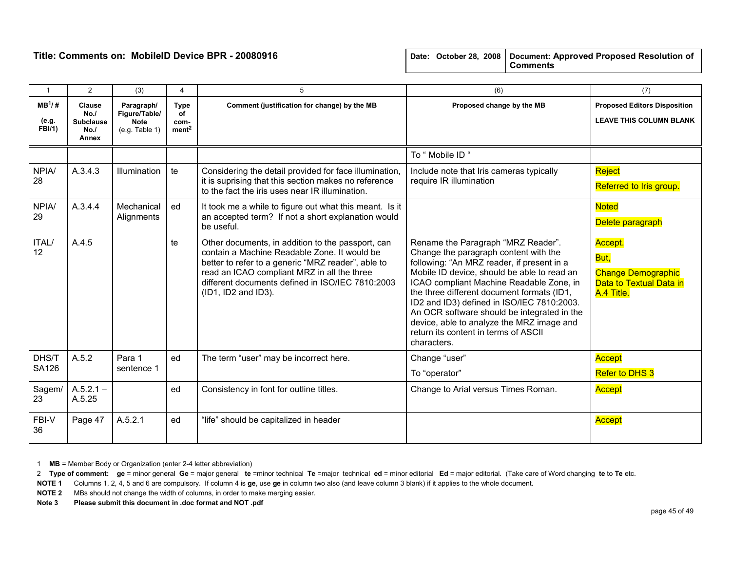**Title: Comments on: MobileID Device BPR - 20080916**

| Date: October 28, 2008 | Document: Approved Proposed Resolution of Comments |
|---|---|

| 1 | 2 | (3) | 4 | 5 | (6) | (7) |
|---|---|---|---|---|---|---|
| MB[1]/ # (e.g. FBI/1) | Clause No./ Subclause No./ Annex | Paragraph/ Figure/Table/ Note (e.g. Table 1) | Type of com-ment[2] | Comment (justification for change) by the MB | Proposed change by the MB | Proposed Editors Disposition LEAVE THIS COLUMN BLANK |
| | | | | | To " Mobile ID " | |
| NPIA/ 28 | A.3.4.3 | Illumination | te | Considering the detail provided for face illumination, it is suprising that this section makes no reference to the fact the iris uses near IR illumination. | Include note that Iris cameras typically require IR illumination | Reject<br>Referred to Iris group. |
| NPIA/ 29 | A.3.4.4 | Mechanical Alignments | ed | It took me a while to figure out what this meant. Is it an accepted term? If not a short explanation would be useful. | | Noted<br>Delete paragraph |
| ITAL/ 12 | A.4.5 | | te | Other documents, in addition to the passport, can contain a Machine Readable Zone. It would be better to refer to a generic "MRZ reader", able to read an ICAO compliant MRZ in all the three different documents defined in ISO/IEC 7810:2003 (ID1, ID2 and ID3). | Rename the Paragraph "MRZ Reader". Change the paragraph content with the following: "An MRZ reader, if present in a Mobile ID device, should be able to read an ICAO compliant Machine Readable Zone, in the three different document formats (ID1, ID2 and ID3) defined in ISO/IEC 7810:2003. An OCR software should be integrated in the device, able to analyze the MRZ image and return its content in terms of ASCII characters. | Accept.<br>But,<br>Change Demographic Data to Textual Data in A.4 Title. |
| DHS/T SA126 | A.5.2 | Para 1 sentence 1 | ed | The term "user" may be incorrect here. | Change "user"<br>To "operator" | Accept<br>Refer to DHS 3 |
| Sagem/ 23 | A.5.2.1 – A.5.25 | | ed | Consistency in font for outline titles. | Change to Arial versus Times Roman. | Accept |
| FBI-V 36 | Page 47 | A.5.2.1 | ed | "life" should be capitalized in header | | Accept |

1 **MB** = Member Body or Organization (enter 2-4 letter abbreviation)

2 **Type of comment: ge** = minor general **Ge** = major general **te** =minor technical **Te** =major technical **ed** = minor editorial **Ed** = major editorial. (Take care of Word changing **te** to **Te** etc.

**NOTE 1** Columns 1, 2, 4, 5 and 6 are compulsory. If column 4 is **ge**, use **ge** in column two also (and leave column 3 blank) if it applies to the whole document.

**NOTE 2** MBs should not change the width of columns, in order to make merging easier.

**Note 3** **Please submit this document in .doc format and NOT .pdf**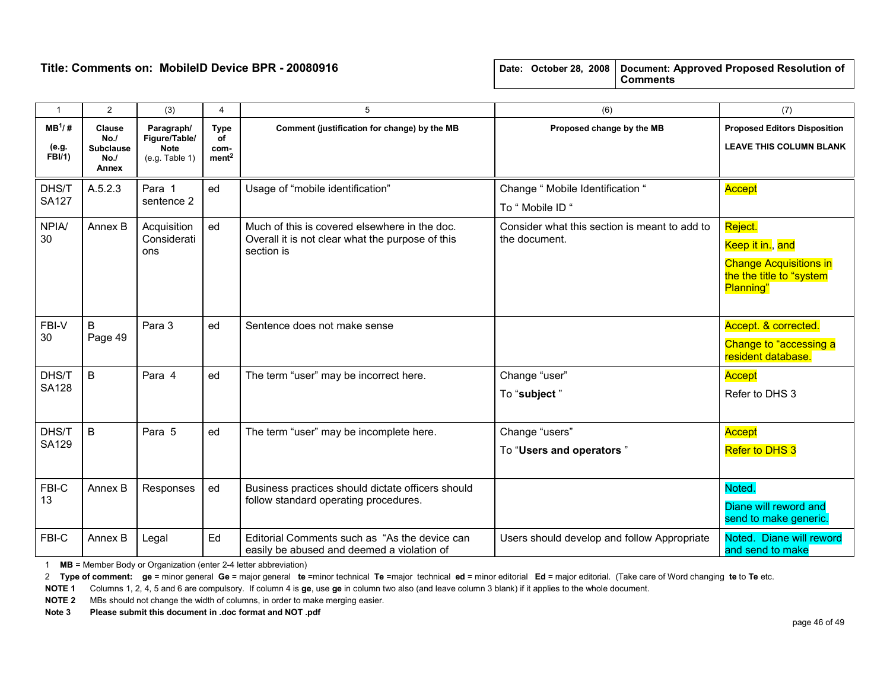**Title: Comments on: MobileID Device BPR - 20080916**

| Date: October 28, 2008 | Document: Approved Proposed Resolution of Comments |
|---|---|

| 1 | 2 | (3) | 4 | 5 | (6) | (7) |
|---|---|---|---|---|---|---|
| MB[1]/ # (e.g. FBI/1) | Clause No./ Subclause No./ Annex | Paragraph/ Figure/Table/ Note (e.g. Table 1) | Type of com-ment[2] | Comment (justification for change) by the MB | Proposed change by the MB | Proposed Editors Disposition LEAVE THIS COLUMN BLANK |
| DHS/T SA127 | A.5.2.3 | Para 1 sentence 2 | ed | Usage of "mobile identification" | Change " Mobile Identification " To " Mobile ID " | Accept |
| NPIA/ 30 | Annex B | Acquisition Considerations | ed | Much of this is covered elsewhere in the doc. Overall it is not clear what the purpose of this section is | Consider what this section is meant to add to the document. | Reject. Keep it in., and Change Acquisitions in the the title to "system Planning" |
| FBI-V 30 | B Page 49 | Para 3 | ed | Sentence does not make sense | | Accept. & corrected. Change to "accessing a resident database. |
| DHS/T SA128 | B | Para 4 | ed | The term "user" may be incorrect here. | Change "user" To "**subject** " | Accept Refer to DHS 3 |
| DHS/T SA129 | B | Para 5 | ed | The term "user" may be incomplete here. | Change "users" To "**Users and operators** " | Accept Refer to DHS 3 |
| FBI-C 13 | Annex B | Responses | ed | Business practices should dictate officers should follow standard operating procedures. | | Noted. Diane will reword and send to make generic. |
| FBI-C | Annex B | Legal | Ed | Editorial Comments such as "As the device can easily be abused and deemed a violation of | Users should develop and follow Appropriate | Noted. Diane will reword and send to make |

1 **MB** = Member Body or Organization (enter 2-4 letter abbreviation)

2 **Type of comment:** **ge** = minor general **Ge** = major general **te** =minor technical **Te** =major technical **ed** = minor editorial **Ed** = major editorial. (Take care of Word changing **te** to **Te** etc.

**NOTE 1** Columns 1, 2, 4, 5 and 6 are compulsory. If column 4 is **ge**, use **ge** in column two also (and leave column 3 blank) if it applies to the whole document.

**NOTE 2** MBs should not change the width of columns, in order to make merging easier.

**Note 3** **Please submit this document in .doc format and NOT .pdf**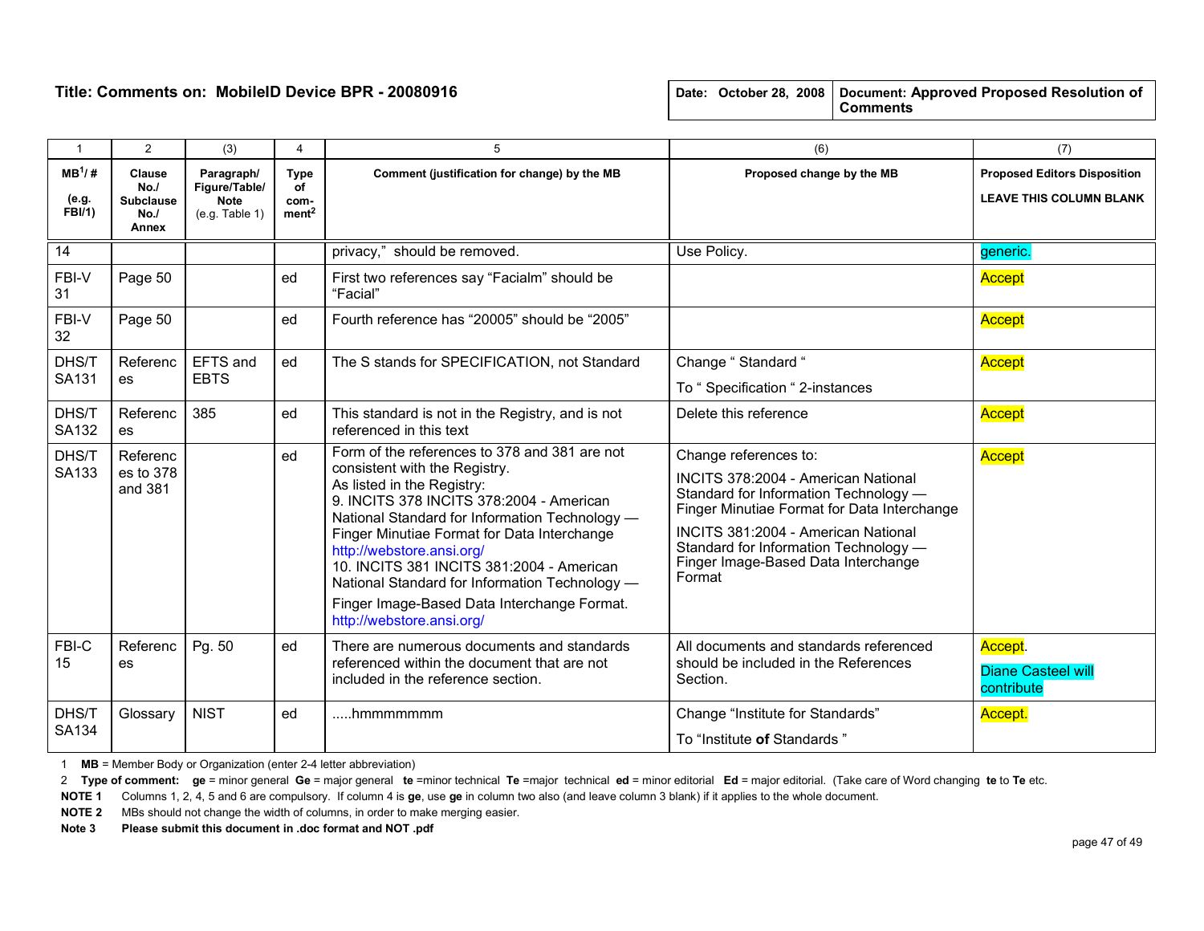**Title: Comments on: MobileID Device BPR - 20080916**

| Date: October 28, 2008 | Document: **Approved Proposed Resolution of Comments** |
|---|---|

| 1 | 2 | (3) | 4 | 5 | (6) | (7) |
|---|---|---|---|---|---|---|
| **MB[1]/ # (e.g. FBI/1)** | **Clause No./ Subclause No./ Annex** | **Paragraph/ Figure/Table/ Note** (e.g. Table 1) | **Type of com-ment[2]** | **Comment (justification for change) by the MB** | **Proposed change by the MB** | **Proposed Editors Disposition** **LEAVE THIS COLUMN BLANK** |
| 14 | | | | privacy," should be removed. | Use Policy. | generic. |
| FBI-V 31 | Page 50 | | ed | First two references say "Facialm" should be "Facial" | | Accept |
| FBI-V 32 | Page 50 | | ed | Fourth reference has "20005" should be "2005" | | Accept |
| DHS/T SA131 | References | EFTS and EBTS | ed | The S stands for SPECIFICATION, not Standard | Change " Standard " To " Specification " 2-instances | Accept |
| DHS/T SA132 | References | 385 | ed | This standard is not in the Registry, and is not referenced in this text | Delete this reference | Accept |
| DHS/T SA133 | References to 378 and 381 | | ed | Form of the references to 378 and 381 are not consistent with the Registry. As listed in the Registry: 9. INCITS 378 INCITS 378:2004 - American National Standard for Information Technology — Finger Minutiae Format for Data Interchange http://webstore.ansi.org/ 10. INCITS 381 INCITS 381:2004 - American National Standard for Information Technology — Finger Image-Based Data Interchange Format. http://webstore.ansi.org/ | Change references to: INCITS 378:2004 - American National Standard for Information Technology — Finger Minutiae Format for Data Interchange INCITS 381:2004 - American National Standard for Information Technology — Finger Image-Based Data Interchange Format | Accept |
| FBI-C 15 | References | Pg. 50 | ed | There are numerous documents and standards referenced within the document that are not included in the reference section. | All documents and standards referenced should be included in the References Section. | Accept. Diane Casteel will contribute |
| DHS/T SA134 | Glossary | NIST | ed | .....hmmmmmmm | Change "Institute for Standards" To "Institute **of** Standards " | Accept. |

1 **MB** = Member Body or Organization (enter 2-4 letter abbreviation)

2 **Type of comment: ge** = minor general **Ge** = major general **te** =minor technical **Te** =major technical **ed** = minor editorial **Ed** = major editorial. (Take care of Word changing **te** to **Te** etc.

**NOTE 1** Columns 1, 2, 4, 5 and 6 are compulsory. If column 4 is **ge**, use **ge** in column two also (and leave column 3 blank) if it applies to the whole document.

**NOTE 2** MBs should not change the width of columns, in order to make merging easier.

**Note 3** **Please submit this document in .doc format and NOT .pdf**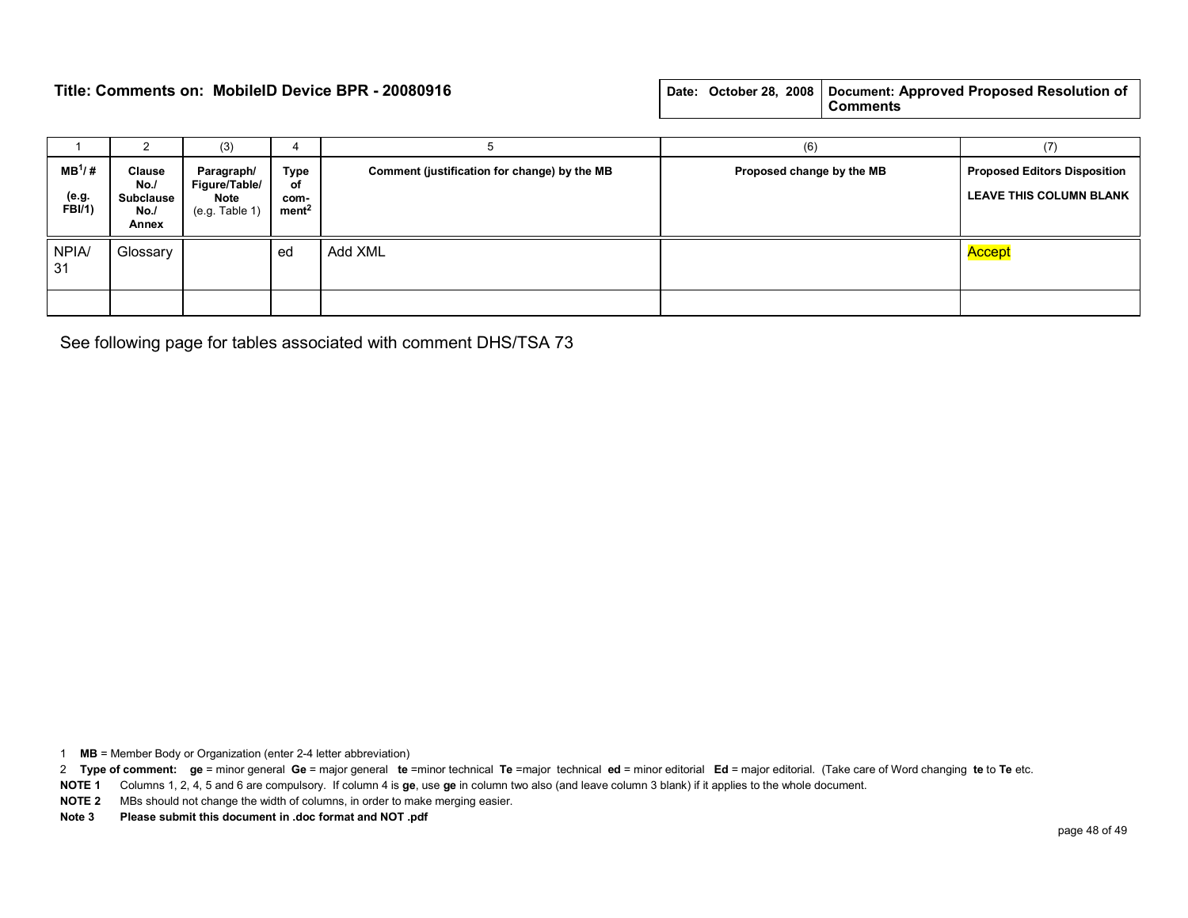**Title: Comments on: MobileID Device BPR - 20080916**

| Date: October 28, 2008 | Document: **Approved Proposed Resolution of Comments** |
|---|---|

| 1 | 2 | (3) | 4 | 5 | (6) | (7) |
|---|---|---|---|---|---|---|
| **MB[1]/ #** **(e.g. FBI/1)** | **Clause No./ Subclause No./ Annex** | **Paragraph/ Figure/Table/ Note** (e.g. Table 1) | **Type of com-ment[2]** | **Comment (justification for change) by the MB** | **Proposed change by the MB** | **Proposed Editors Disposition** **LEAVE THIS COLUMN BLANK** |
| NPIA/ 31 | Glossary | | ed | Add XML | | Accept |
| | | | | | | |

See following page for tables associated with comment DHS/TSA 73

1 **MB** = Member Body or Organization (enter 2-4 letter abbreviation)

2 **Type of comment:** **ge** = minor general **Ge** = major general **te** =minor technical **Te** =major technical **ed** = minor editorial **Ed** = major editorial. (Take care of Word changing **te** to **Te** etc.

**NOTE 1** Columns 1, 2, 4, 5 and 6 are compulsory. If column 4 is **ge**, use **ge** in column two also (and leave column 3 blank) if it applies to the whole document.

**NOTE 2** MBs should not change the width of columns, in order to make merging easier.

**Note 3** **Please submit this document in .doc format and NOT .pdf**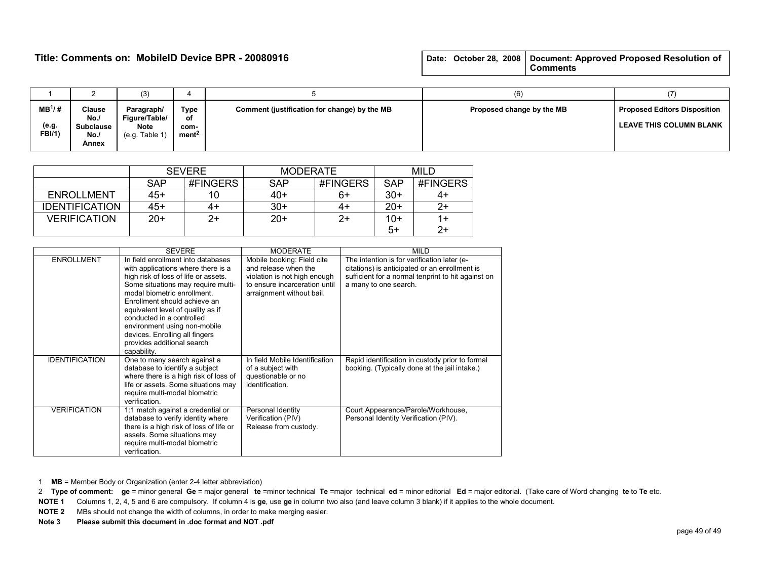**Title: Comments on: MobileID Device BPR - 20080916**

| Date: October 28, 2008 | Document: Approved Proposed Resolution of Comments |
|---|---|

| 1 | 2 | (3) | 4 | 5 | (6) | (7) |
|---|---|---|---|---|---|---|
| MB[1]/ # (e.g. FBI/1) | Clause No./ Subclause No./ Annex | Paragraph/ Figure/Table/ Note (e.g. Table 1) | Type of comment[2] | Comment (justification for change) by the MB | Proposed change by the MB | Proposed Editors Disposition LEAVE THIS COLUMN BLANK |

| | SEVERE | | MODERATE | | MILD | |
|---|---|---|---|---|---|---|
| | SAP | #FINGERS | SAP | #FINGERS | SAP | #FINGERS |
| ENROLLMENT | 45+ | 10 | 40+ | 6+ | 30+ | 4+ |
| IDENTIFICATION | 45+ | 4+ | 30+ | 4+ | 20+ | 2+ |
| VERIFICATION | 20+ | 2+ | 20+ | 2+ | 10+<br>5+ | 1+<br>2+ |

| | SEVERE | MODERATE | MILD |
|---|---|---|---|
| ENROLLMENT | In field enrollment into databases with applications where there is a high risk of loss of life or assets. Some situations may require multi-modal biometric enrollment. Enrollment should achieve an equivalent level of quality as if conducted in a controlled environment using non-mobile devices. Enrolling all fingers provides additional search capability. | Mobile booking: Field cite and release when the violation is not high enough to ensure incarceration until arraignment without bail. | The intention is for verification later (e-citations) is anticipated or an enrollment is sufficient for a normal tenprint to hit against on a many to one search. |
| IDENTIFICATION | One to many search against a database to identify a subject where there is a high risk of loss of life or assets. Some situations may require multi-modal biometric verification. | In field Mobile Identification of a subject with questionable or no identification. | Rapid identification in custody prior to formal booking. (Typically done at the jail intake.) |
| VERIFICATION | 1:1 match against a credential or database to verify identity where there is a high risk of loss of life or assets. Some situations may require multi-modal biometric verification. | Personal Identity Verification (PIV) Release from custody. | Court Appearance/Parole/Workhouse, Personal Identity Verification (PIV). |

1 **MB** = Member Body or Organization (enter 2-4 letter abbreviation)

2 **Type of comment:** **ge** = minor general **Ge** = major general **te** =minor technical **Te** =major technical **ed** = minor editorial **Ed** = major editorial. (Take care of Word changing **te** to **Te** etc.

**NOTE 1** Columns 1, 2, 4, 5 and 6 are compulsory. If column 4 is **ge**, use **ge** in column two also (and leave column 3 blank) if it applies to the whole document.

**NOTE 2** MBs should not change the width of columns, in order to make merging easier.

**Note 3** **Please submit this document in .doc format and NOT .pdf**